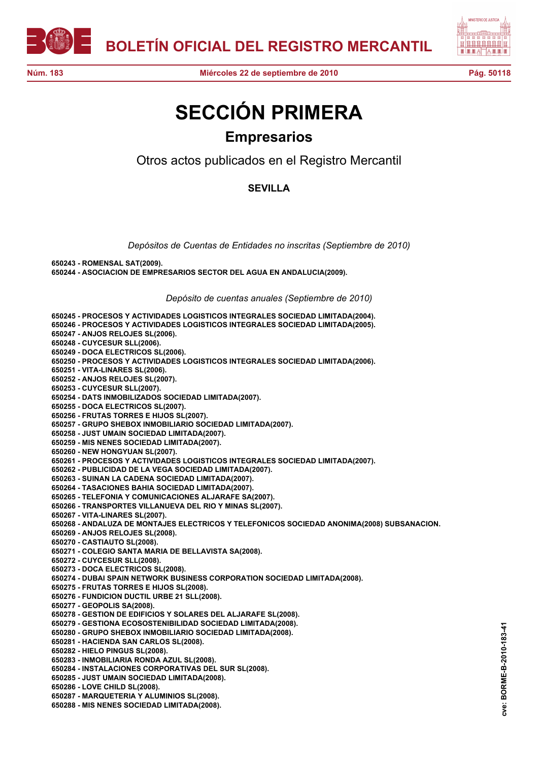# SECCIÓN PRIMERA

## Empresarios

### Otros actos publicados en el Registro Mercantil

### SEVILLA

*Depósitos de Cuentas de Entidades no inscritas (Septiembre de 2010)*

**650243 - ROMENSAL SAT(2009).**
**650244 - ASOCIACION DE EMPRESARIOS SECTOR DEL AGUA EN ANDALUCIA(2009).**

*Depósito de cuentas anuales (Septiembre de 2010)*

**650245 - PROCESOS Y ACTIVIDADES LOGISTICOS INTEGRALES SOCIEDAD LIMITADA(2004).**
**650246 - PROCESOS Y ACTIVIDADES LOGISTICOS INTEGRALES SOCIEDAD LIMITADA(2005).**
**650247 - ANJOS RELOJES SL(2006).**
**650248 - CUYCESUR SLL(2006).**
**650249 - DOCA ELECTRICOS SL(2006).**
**650250 - PROCESOS Y ACTIVIDADES LOGISTICOS INTEGRALES SOCIEDAD LIMITADA(2006).**
**650251 - VITA-LINARES SL(2006).**
**650252 - ANJOS RELOJES SL(2007).**
**650253 - CUYCESUR SLL(2007).**
**650254 - DATS INMOBILIZADOS SOCIEDAD LIMITADA(2007).**
**650255 - DOCA ELECTRICOS SL(2007).**
**650256 - FRUTAS TORRES E HIJOS SL(2007).**
**650257 - GRUPO SHEBOX INMOBILIARIO SOCIEDAD LIMITADA(2007).**
**650258 - JUST UMAIN SOCIEDAD LIMITADA(2007).**
**650259 - MIS NENES SOCIEDAD LIMITADA(2007).**
**650260 - NEW HONGYUAN SL(2007).**
**650261 - PROCESOS Y ACTIVIDADES LOGISTICOS INTEGRALES SOCIEDAD LIMITADA(2007).**
**650262 - PUBLICIDAD DE LA VEGA SOCIEDAD LIMITADA(2007).**
**650263 - SUINAN LA CADENA SOCIEDAD LIMITADA(2007).**
**650264 - TASACIONES BAHIA SOCIEDAD LIMITADA(2007).**
**650265 - TELEFONIA Y COMUNICACIONES ALJARAFE SA(2007).**
**650266 - TRANSPORTES VILLANUEVA DEL RIO Y MINAS SL(2007).**
**650267 - VITA-LINARES SL(2007).**
**650268 - ANDALUZA DE MONTAJES ELECTRICOS Y TELEFONICOS SOCIEDAD ANONIMA(2008) SUBSANACION.**
**650269 - ANJOS RELOJES SL(2008).**
**650270 - CASTIAUTO SL(2008).**
**650271 - COLEGIO SANTA MARIA DE BELLAVISTA SA(2008).**
**650272 - CUYCESUR SLL(2008).**
**650273 - DOCA ELECTRICOS SL(2008).**
**650274 - DUBAI SPAIN NETWORK BUSINESS CORPORATION SOCIEDAD LIMITADA(2008).**
**650275 - FRUTAS TORRES E HIJOS SL(2008).**
**650276 - FUNDICION DUCTIL URBE 21 SLL(2008).**
**650277 - GEOPOLIS SA(2008).**
**650278 - GESTION DE EDIFICIOS Y SOLARES DEL ALJARAFE SL(2008).**
**650279 - GESTIONA ECOSOSTENIBILIDAD SOCIEDAD LIMITADA(2008).**
**650280 - GRUPO SHEBOX INMOBILIARIO SOCIEDAD LIMITADA(2008).**
**650281 - HACIENDA SAN CARLOS SL(2008).**
**650282 - HIELO PINGUS SL(2008).**
**650283 - INMOBILIARIA RONDA AZUL SL(2008).**
**650284 - INSTALACIONES CORPORATIVAS DEL SUR SL(2008).**
**650285 - JUST UMAIN SOCIEDAD LIMITADA(2008).**
**650286 - LOVE CHILD SL(2008).**
**650287 - MARQUETERIA Y ALUMINIOS SL(2008).**
**650288 - MIS NENES SOCIEDAD LIMITADA(2008).**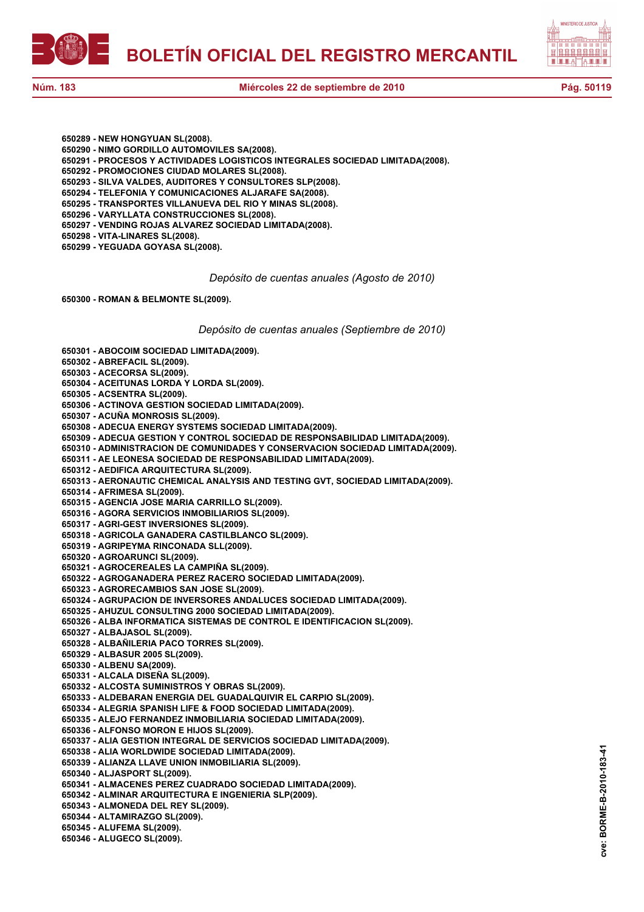**650289 - NEW HONGYUAN SL(2008).**
**650290 - NIMO GORDILLO AUTOMOVILES SA(2008).**
**650291 - PROCESOS Y ACTIVIDADES LOGISTICOS INTEGRALES SOCIEDAD LIMITADA(2008).**
**650292 - PROMOCIONES CIUDAD MOLARES SL(2008).**
**650293 - SILVA VALDES, AUDITORES Y CONSULTORES SLP(2008).**
**650294 - TELEFONIA Y COMUNICACIONES ALJARAFE SA(2008).**
**650295 - TRANSPORTES VILLANUEVA DEL RIO Y MINAS SL(2008).**
**650296 - VARYLLATA CONSTRUCCIONES SL(2008).**
**650297 - VENDING ROJAS ALVAREZ SOCIEDAD LIMITADA(2008).**
**650298 - VITA-LINARES SL(2008).**
**650299 - YEGUADA GOYASA SL(2008).**

*Depósito de cuentas anuales (Agosto de 2010)*

**650300 - ROMAN & BELMONTE SL(2009).**

*Depósito de cuentas anuales (Septiembre de 2010)*

**650301 - ABOCOIM SOCIEDAD LIMITADA(2009).**
**650302 - ABREFACIL SL(2009).**
**650303 - ACECORSA SL(2009).**
**650304 - ACEITUNAS LORDA Y LORDA SL(2009).**
**650305 - ACSENTRA SL(2009).**
**650306 - ACTINOVA GESTION SOCIEDAD LIMITADA(2009).**
**650307 - ACUÑA MONROSIS SL(2009).**
**650308 - ADECUA ENERGY SYSTEMS SOCIEDAD LIMITADA(2009).**
**650309 - ADECUA GESTION Y CONTROL SOCIEDAD DE RESPONSABILIDAD LIMITADA(2009).**
**650310 - ADMINISTRACION DE COMUNIDADES Y CONSERVACION SOCIEDAD LIMITADA(2009).**
**650311 - AE LEONESA SOCIEDAD DE RESPONSABILIDAD LIMITADA(2009).**
**650312 - AEDIFICA ARQUITECTURA SL(2009).**
**650313 - AERONAUTIC CHEMICAL ANALYSIS AND TESTING GVT, SOCIEDAD LIMITADA(2009).**
**650314 - AFRIMESA SL(2009).**
**650315 - AGENCIA JOSE MARIA CARRILLO SL(2009).**
**650316 - AGORA SERVICIOS INMOBILIARIOS SL(2009).**
**650317 - AGRI-GEST INVERSIONES SL(2009).**
**650318 - AGRICOLA GANADERA CASTILBLANCO SL(2009).**
**650319 - AGRIPEYMA RINCONADA SLL(2009).**
**650320 - AGROARUNCI SL(2009).**
**650321 - AGROCEREALES LA CAMPIÑA SL(2009).**
**650322 - AGROGANADERA PEREZ RACERO SOCIEDAD LIMITADA(2009).**
**650323 - AGRORECAMBIOS SAN JOSE SL(2009).**
**650324 - AGRUPACION DE INVERSORES ANDALUCES SOCIEDAD LIMITADA(2009).**
**650325 - AHUZUL CONSULTING 2000 SOCIEDAD LIMITADA(2009).**
**650326 - ALBA INFORMATICA SISTEMAS DE CONTROL E IDENTIFICACION SL(2009).**
**650327 - ALBAJASOL SL(2009).**
**650328 - ALBAÑILERIA PACO TORRES SL(2009).**
**650329 - ALBASUR 2005 SL(2009).**
**650330 - ALBENU SA(2009).**
**650331 - ALCALA DISEÑA SL(2009).**
**650332 - ALCOSTA SUMINISTROS Y OBRAS SL(2009).**
**650333 - ALDEBARAN ENERGIA DEL GUADALQUIVIR EL CARPIO SL(2009).**
**650334 - ALEGRIA SPANISH LIFE & FOOD SOCIEDAD LIMITADA(2009).**
**650335 - ALEJO FERNANDEZ INMOBILIARIA SOCIEDAD LIMITADA(2009).**
**650336 - ALFONSO MORON E HIJOS SL(2009).**
**650337 - ALIA GESTION INTEGRAL DE SERVICIOS SOCIEDAD LIMITADA(2009).**
**650338 - ALIA WORLDWIDE SOCIEDAD LIMITADA(2009).**
**650339 - ALIANZA LLAVE UNION INMOBILIARIA SL(2009).**
**650340 - ALJASPORT SL(2009).**
**650341 - ALMACENES PEREZ CUADRADO SOCIEDAD LIMITADA(2009).**
**650342 - ALMINAR ARQUITECTURA E INGENIERIA SLP(2009).**
**650343 - ALMONEDA DEL REY SL(2009).**
**650344 - ALTAMIRAZGO SL(2009).**
**650345 - ALUFEMA SL(2009).**
**650346 - ALUGECO SL(2009).**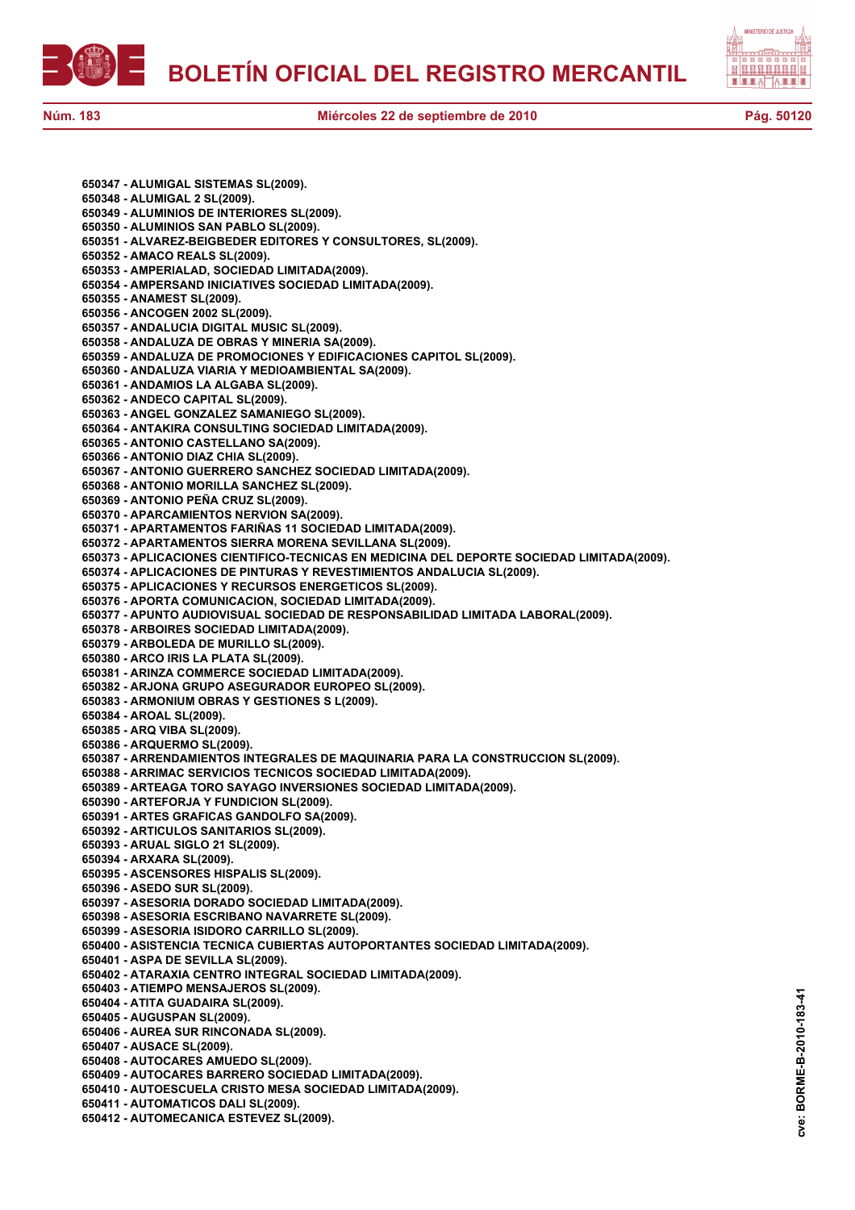**650347 - ALUMIGAL SISTEMAS SL(2009).**
**650348 - ALUMIGAL 2 SL(2009).**
**650349 - ALUMINIOS DE INTERIORES SL(2009).**
**650350 - ALUMINIOS SAN PABLO SL(2009).**
**650351 - ALVAREZ-BEIGBEDER EDITORES Y CONSULTORES, SL(2009).**
**650352 - AMACO REALS SL(2009).**
**650353 - AMPERIALAD, SOCIEDAD LIMITADA(2009).**
**650354 - AMPERSAND INICIATIVES SOCIEDAD LIMITADA(2009).**
**650355 - ANAMEST SL(2009).**
**650356 - ANCOGEN 2002 SL(2009).**
**650357 - ANDALUCIA DIGITAL MUSIC SL(2009).**
**650358 - ANDALUZA DE OBRAS Y MINERIA SA(2009).**
**650359 - ANDALUZA DE PROMOCIONES Y EDIFICACIONES CAPITOL SL(2009).**
**650360 - ANDALUZA VIARIA Y MEDIOAMBIENTAL SA(2009).**
**650361 - ANDAMIOS LA ALGABA SL(2009).**
**650362 - ANDECO CAPITAL SL(2009).**
**650363 - ANGEL GONZALEZ SAMANIEGO SL(2009).**
**650364 - ANTAKIRA CONSULTING SOCIEDAD LIMITADA(2009).**
**650365 - ANTONIO CASTELLANO SA(2009).**
**650366 - ANTONIO DIAZ CHIA SL(2009).**
**650367 - ANTONIO GUERRERO SANCHEZ SOCIEDAD LIMITADA(2009).**
**650368 - ANTONIO MORILLA SANCHEZ SL(2009).**
**650369 - ANTONIO PEÑA CRUZ SL(2009).**
**650370 - APARCAMIENTOS NERVION SA(2009).**
**650371 - APARTAMENTOS FARIÑAS 11 SOCIEDAD LIMITADA(2009).**
**650372 - APARTAMENTOS SIERRA MORENA SEVILLANA SL(2009).**
**650373 - APLICACIONES CIENTIFICO-TECNICAS EN MEDICINA DEL DEPORTE SOCIEDAD LIMITADA(2009).**
**650374 - APLICACIONES DE PINTURAS Y REVESTIMIENTOS ANDALUCIA SL(2009).**
**650375 - APLICACIONES Y RECURSOS ENERGETICOS SL(2009).**
**650376 - APORTA COMUNICACION, SOCIEDAD LIMITADA(2009).**
**650377 - APUNTO AUDIOVISUAL SOCIEDAD DE RESPONSABILIDAD LIMITADA LABORAL(2009).**
**650378 - ARBOIRES SOCIEDAD LIMITADA(2009).**
**650379 - ARBOLEDA DE MURILLO SL(2009).**
**650380 - ARCO IRIS LA PLATA SL(2009).**
**650381 - ARINZA COMMERCE SOCIEDAD LIMITADA(2009).**
**650382 - ARJONA GRUPO ASEGURADOR EUROPEO SL(2009).**
**650383 - ARMONIUM OBRAS Y GESTIONES S L(2009).**
**650384 - AROAL SL(2009).**
**650385 - ARQ VIBA SL(2009).**
**650386 - ARQUERMO SL(2009).**
**650387 - ARRENDAMIENTOS INTEGRALES DE MAQUINARIA PARA LA CONSTRUCCION SL(2009).**
**650388 - ARRIMAC SERVICIOS TECNICOS SOCIEDAD LIMITADA(2009).**
**650389 - ARTEAGA TORO SAYAGO INVERSIONES SOCIEDAD LIMITADA(2009).**
**650390 - ARTEFORJA Y FUNDICION SL(2009).**
**650391 - ARTES GRAFICAS GANDOLFO SA(2009).**
**650392 - ARTICULOS SANITARIOS SL(2009).**
**650393 - ARUAL SIGLO 21 SL(2009).**
**650394 - ARXARA SL(2009).**
**650395 - ASCENSORES HISPALIS SL(2009).**
**650396 - ASEDO SUR SL(2009).**
**650397 - ASESORIA DORADO SOCIEDAD LIMITADA(2009).**
**650398 - ASESORIA ESCRIBANO NAVARRETE SL(2009).**
**650399 - ASESORIA ISIDORO CARRILLO SL(2009).**
**650400 - ASISTENCIA TECNICA CUBIERTAS AUTOPORTANTES SOCIEDAD LIMITADA(2009).**
**650401 - ASPA DE SEVILLA SL(2009).**
**650402 - ATARAXIA CENTRO INTEGRAL SOCIEDAD LIMITADA(2009).**
**650403 - ATIEMPO MENSAJEROS SL(2009).**
**650404 - ATITA GUADAIRA SL(2009).**
**650405 - AUGUSPAN SL(2009).**
**650406 - AUREA SUR RINCONADA SL(2009).**
**650407 - AUSACE SL(2009).**
**650408 - AUTOCARES AMUEDO SL(2009).**
**650409 - AUTOCARES BARRERO SOCIEDAD LIMITADA(2009).**
**650410 - AUTOESCUELA CRISTO MESA SOCIEDAD LIMITADA(2009).**
**650411 - AUTOMATICOS DALI SL(2009).**
**650412 - AUTOMECANICA ESTEVEZ SL(2009).**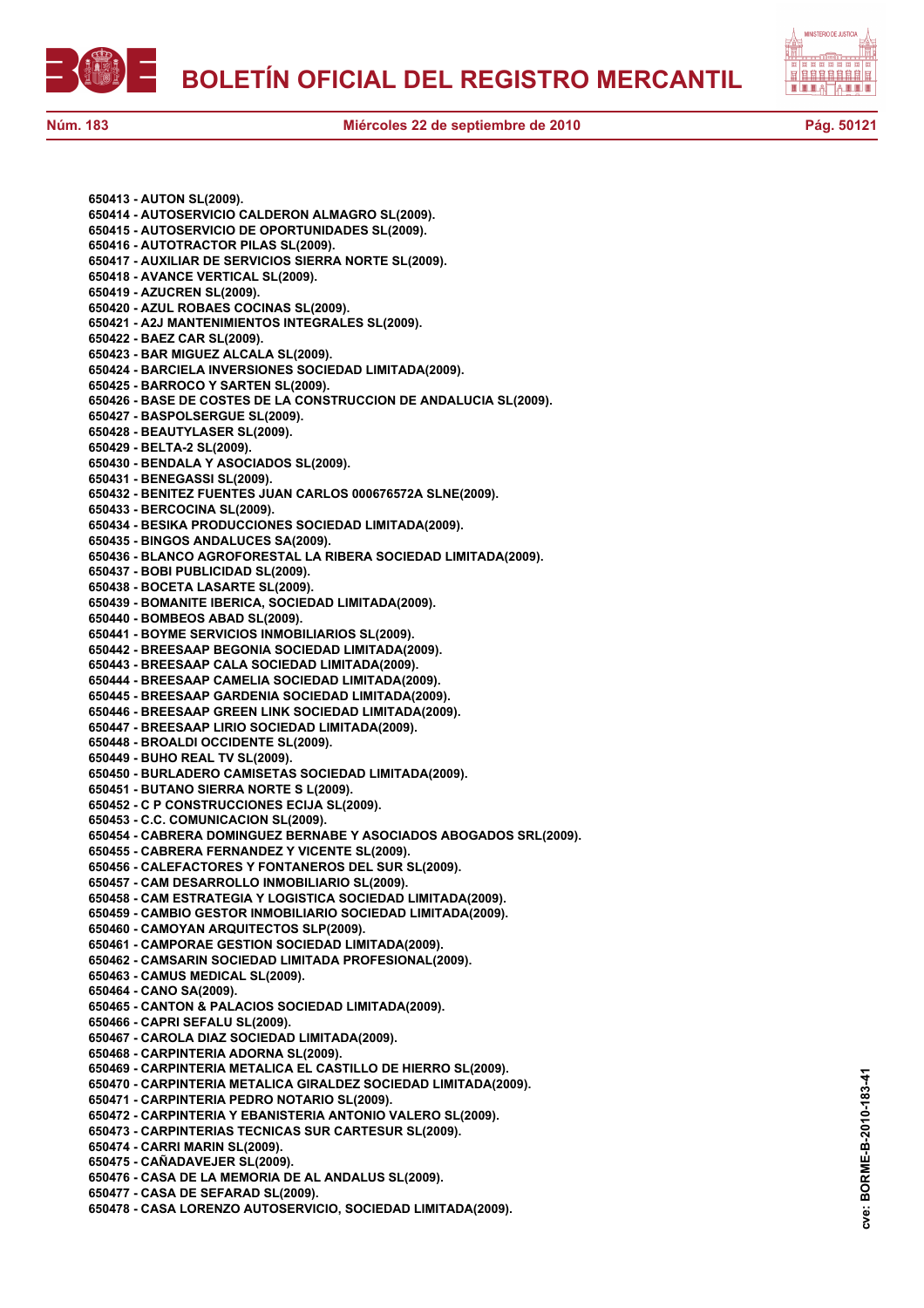**650413 - AUTON SL(2009).**
**650414 - AUTOSERVICIO CALDERON ALMAGRO SL(2009).**
**650415 - AUTOSERVICIO DE OPORTUNIDADES SL(2009).**
**650416 - AUTOTRACTOR PILAS SL(2009).**
**650417 - AUXILIAR DE SERVICIOS SIERRA NORTE SL(2009).**
**650418 - AVANCE VERTICAL SL(2009).**
**650419 - AZUCREN SL(2009).**
**650420 - AZUL ROBAES COCINAS SL(2009).**
**650421 - A2J MANTENIMIENTOS INTEGRALES SL(2009).**
**650422 - BAEZ CAR SL(2009).**
**650423 - BAR MIGUEZ ALCALA SL(2009).**
**650424 - BARCIELA INVERSIONES SOCIEDAD LIMITADA(2009).**
**650425 - BARROCO Y SARTEN SL(2009).**
**650426 - BASE DE COSTES DE LA CONSTRUCCION DE ANDALUCIA SL(2009).**
**650427 - BASPOLSERGUE SL(2009).**
**650428 - BEAUTYLASER SL(2009).**
**650429 - BELTA-2 SL(2009).**
**650430 - BENDALA Y ASOCIADOS SL(2009).**
**650431 - BENEGASSI SL(2009).**
**650432 - BENITEZ FUENTES JUAN CARLOS 000676572A SLNE(2009).**
**650433 - BERCOCINA SL(2009).**
**650434 - BESIKA PRODUCCIONES SOCIEDAD LIMITADA(2009).**
**650435 - BINGOS ANDALUCES SA(2009).**
**650436 - BLANCO AGROFORESTAL LA RIBERA SOCIEDAD LIMITADA(2009).**
**650437 - BOBI PUBLICIDAD SL(2009).**
**650438 - BOCETA LASARTE SL(2009).**
**650439 - BOMANITE IBERICA, SOCIEDAD LIMITADA(2009).**
**650440 - BOMBEOS ABAD SL(2009).**
**650441 - BOYME SERVICIOS INMOBILIARIOS SL(2009).**
**650442 - BREESAAP BEGONIA SOCIEDAD LIMITADA(2009).**
**650443 - BREESAAP CALA SOCIEDAD LIMITADA(2009).**
**650444 - BREESAAP CAMELIA SOCIEDAD LIMITADA(2009).**
**650445 - BREESAAP GARDENIA SOCIEDAD LIMITADA(2009).**
**650446 - BREESAAP GREEN LINK SOCIEDAD LIMITADA(2009).**
**650447 - BREESAAP LIRIO SOCIEDAD LIMITADA(2009).**
**650448 - BROALDI OCCIDENTE SL(2009).**
**650449 - BUHO REAL TV SL(2009).**
**650450 - BURLADERO CAMISETAS SOCIEDAD LIMITADA(2009).**
**650451 - BUTANO SIERRA NORTE S L(2009).**
**650452 - C P CONSTRUCCIONES ECIJA SL(2009).**
**650453 - C.C. COMUNICACION SL(2009).**
**650454 - CABRERA DOMINGUEZ BERNABE Y ASOCIADOS ABOGADOS SRL(2009).**
**650455 - CABRERA FERNANDEZ Y VICENTE SL(2009).**
**650456 - CALEFACTORES Y FONTANEROS DEL SUR SL(2009).**
**650457 - CAM DESARROLLO INMOBILIARIO SL(2009).**
**650458 - CAM ESTRATEGIA Y LOGISTICA SOCIEDAD LIMITADA(2009).**
**650459 - CAMBIO GESTOR INMOBILIARIO SOCIEDAD LIMITADA(2009).**
**650460 - CAMOYAN ARQUITECTOS SLP(2009).**
**650461 - CAMPORAE GESTION SOCIEDAD LIMITADA(2009).**
**650462 - CAMSARIN SOCIEDAD LIMITADA PROFESIONAL(2009).**
**650463 - CAMUS MEDICAL SL(2009).**
**650464 - CANO SA(2009).**
**650465 - CANTON & PALACIOS SOCIEDAD LIMITADA(2009).**
**650466 - CAPRI SEFALU SL(2009).**
**650467 - CAROLA DIAZ SOCIEDAD LIMITADA(2009).**
**650468 - CARPINTERIA ADORNA SL(2009).**
**650469 - CARPINTERIA METALICA EL CASTILLO DE HIERRO SL(2009).**
**650470 - CARPINTERIA METALICA GIRALDEZ SOCIEDAD LIMITADA(2009).**
**650471 - CARPINTERIA PEDRO NOTARIO SL(2009).**
**650472 - CARPINTERIA Y EBANISTERIA ANTONIO VALERO SL(2009).**
**650473 - CARPINTERIAS TECNICAS SUR CARTESUR SL(2009).**
**650474 - CARRI MARIN SL(2009).**
**650475 - CAÑADAVEJER SL(2009).**
**650476 - CASA DE LA MEMORIA DE AL ANDALUS SL(2009).**
**650477 - CASA DE SEFARAD SL(2009).**
**650478 - CASA LORENZO AUTOSERVICIO, SOCIEDAD LIMITADA(2009).**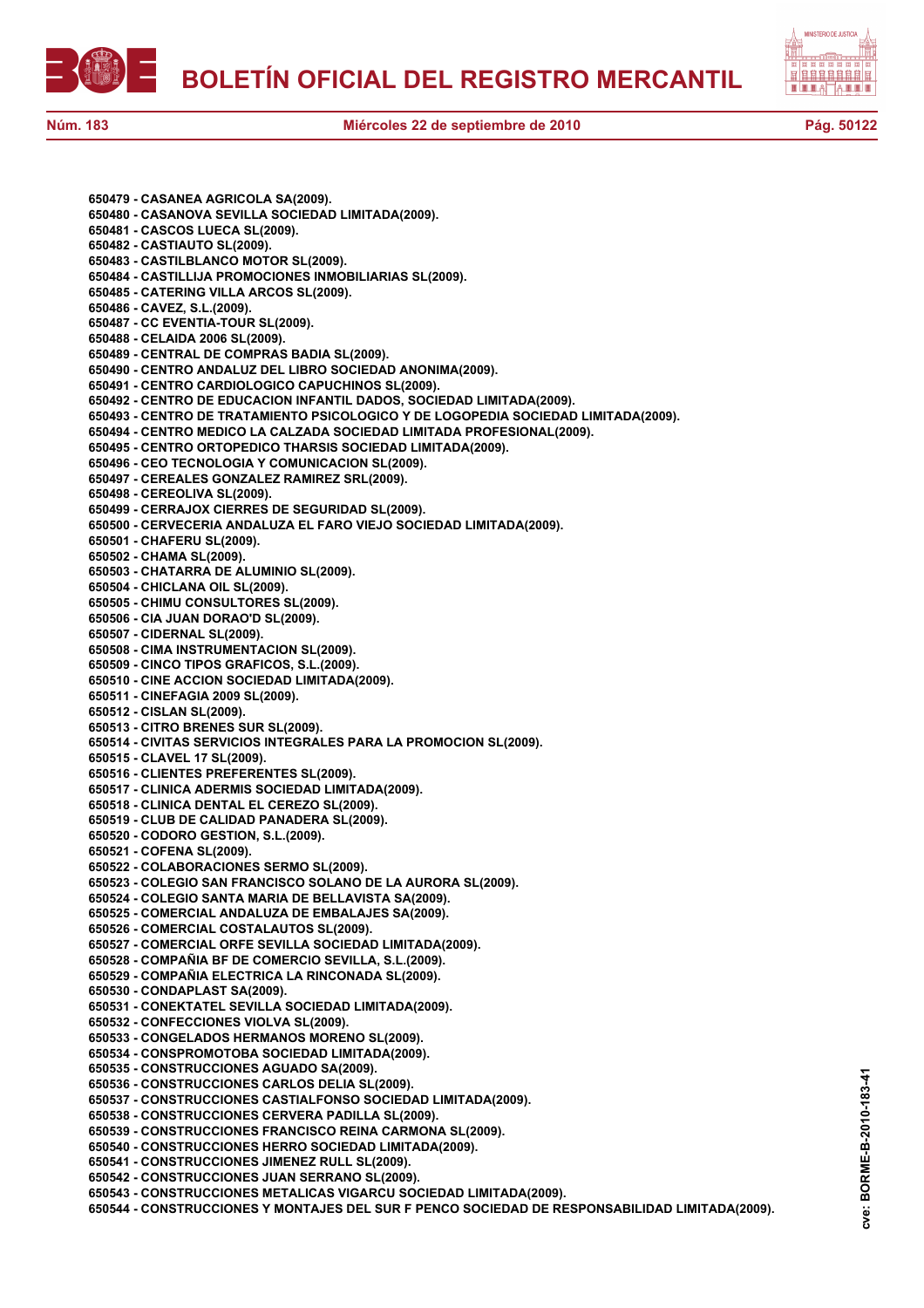650479 - CASANEA AGRICOLA SA(2009).
650480 - CASANOVA SEVILLA SOCIEDAD LIMITADA(2009).
650481 - CASCOS LUECA SL(2009).
650482 - CASTIAUTO SL(2009).
650483 - CASTILBLANCO MOTOR SL(2009).
650484 - CASTILLIJA PROMOCIONES INMOBILIARIAS SL(2009).
650485 - CATERING VILLA ARCOS SL(2009).
650486 - CAVEZ, S.L.(2009).
650487 - CC EVENTIA-TOUR SL(2009).
650488 - CELAIDA 2006 SL(2009).
650489 - CENTRAL DE COMPRAS BADIA SL(2009).
650490 - CENTRO ANDALUZ DEL LIBRO SOCIEDAD ANONIMA(2009).
650491 - CENTRO CARDIOLOGICO CAPUCHINOS SL(2009).
650492 - CENTRO DE EDUCACION INFANTIL DADOS, SOCIEDAD LIMITADA(2009).
650493 - CENTRO DE TRATAMIENTO PSICOLOGICO Y DE LOGOPEDIA SOCIEDAD LIMITADA(2009).
650494 - CENTRO MEDICO LA CALZADA SOCIEDAD LIMITADA PROFESIONAL(2009).
650495 - CENTRO ORTOPEDICO THARSIS SOCIEDAD LIMITADA(2009).
650496 - CEO TECNOLOGIA Y COMUNICACION SL(2009).
650497 - CEREALES GONZALEZ RAMIREZ SRL(2009).
650498 - CEREOLIVA SL(2009).
650499 - CERRAJOX CIERRES DE SEGURIDAD SL(2009).
650500 - CERVECERIA ANDALUZA EL FARO VIEJO SOCIEDAD LIMITADA(2009).
650501 - CHAFERU SL(2009).
650502 - CHAMA SL(2009).
650503 - CHATARRA DE ALUMINIO SL(2009).
650504 - CHICLANA OIL SL(2009).
650505 - CHIMU CONSULTORES SL(2009).
650506 - CIA JUAN DORAO'D SL(2009).
650507 - CIDERNAL SL(2009).
650508 - CIMA INSTRUMENTACION SL(2009).
650509 - CINCO TIPOS GRAFICOS, S.L.(2009).
650510 - CINE ACCION SOCIEDAD LIMITADA(2009).
650511 - CINEFAGIA 2009 SL(2009).
650512 - CISLAN SL(2009).
650513 - CITRO BRENES SUR SL(2009).
650514 - CIVITAS SERVICIOS INTEGRALES PARA LA PROMOCION SL(2009).
650515 - CLAVEL 17 SL(2009).
650516 - CLIENTES PREFERENTES SL(2009).
650517 - CLINICA ADERMIS SOCIEDAD LIMITADA(2009).
650518 - CLINICA DENTAL EL CEREZO SL(2009).
650519 - CLUB DE CALIDAD PANADERA SL(2009).
650520 - CODORO GESTION, S.L.(2009).
650521 - COFENA SL(2009).
650522 - COLABORACIONES SERMO SL(2009).
650523 - COLEGIO SAN FRANCISCO SOLANO DE LA AURORA SL(2009).
650524 - COLEGIO SANTA MARIA DE BELLAVISTA SA(2009).
650525 - COMERCIAL ANDALUZA DE EMBALAJES SA(2009).
650526 - COMERCIAL COSTALAUTOS SL(2009).
650527 - COMERCIAL ORFE SEVILLA SOCIEDAD LIMITADA(2009).
650528 - COMPAÑIA BF DE COMERCIO SEVILLA, S.L.(2009).
650529 - COMPAÑIA ELECTRICA LA RINCONADA SL(2009).
650530 - CONDAPLAST SA(2009).
650531 - CONEKTATEL SEVILLA SOCIEDAD LIMITADA(2009).
650532 - CONFECCIONES VIOLVA SL(2009).
650533 - CONGELADOS HERMANOS MORENO SL(2009).
650534 - CONSPROMOTOBA SOCIEDAD LIMITADA(2009).
650535 - CONSTRUCCIONES AGUADO SA(2009).
650536 - CONSTRUCCIONES CARLOS DELIA SL(2009).
650537 - CONSTRUCCIONES CASTIALFONSO SOCIEDAD LIMITADA(2009).
650538 - CONSTRUCCIONES CERVERA PADILLA SL(2009).
650539 - CONSTRUCCIONES FRANCISCO REINA CARMONA SL(2009).
650540 - CONSTRUCCIONES HERRO SOCIEDAD LIMITADA(2009).
650541 - CONSTRUCCIONES JIMENEZ RULL SL(2009).
650542 - CONSTRUCCIONES JUAN SERRANO SL(2009).
650543 - CONSTRUCCIONES METALICAS VIGARCU SOCIEDAD LIMITADA(2009).
650544 - CONSTRUCCIONES Y MONTAJES DEL SUR F PENCO SOCIEDAD DE RESPONSABILIDAD LIMITADA(2009).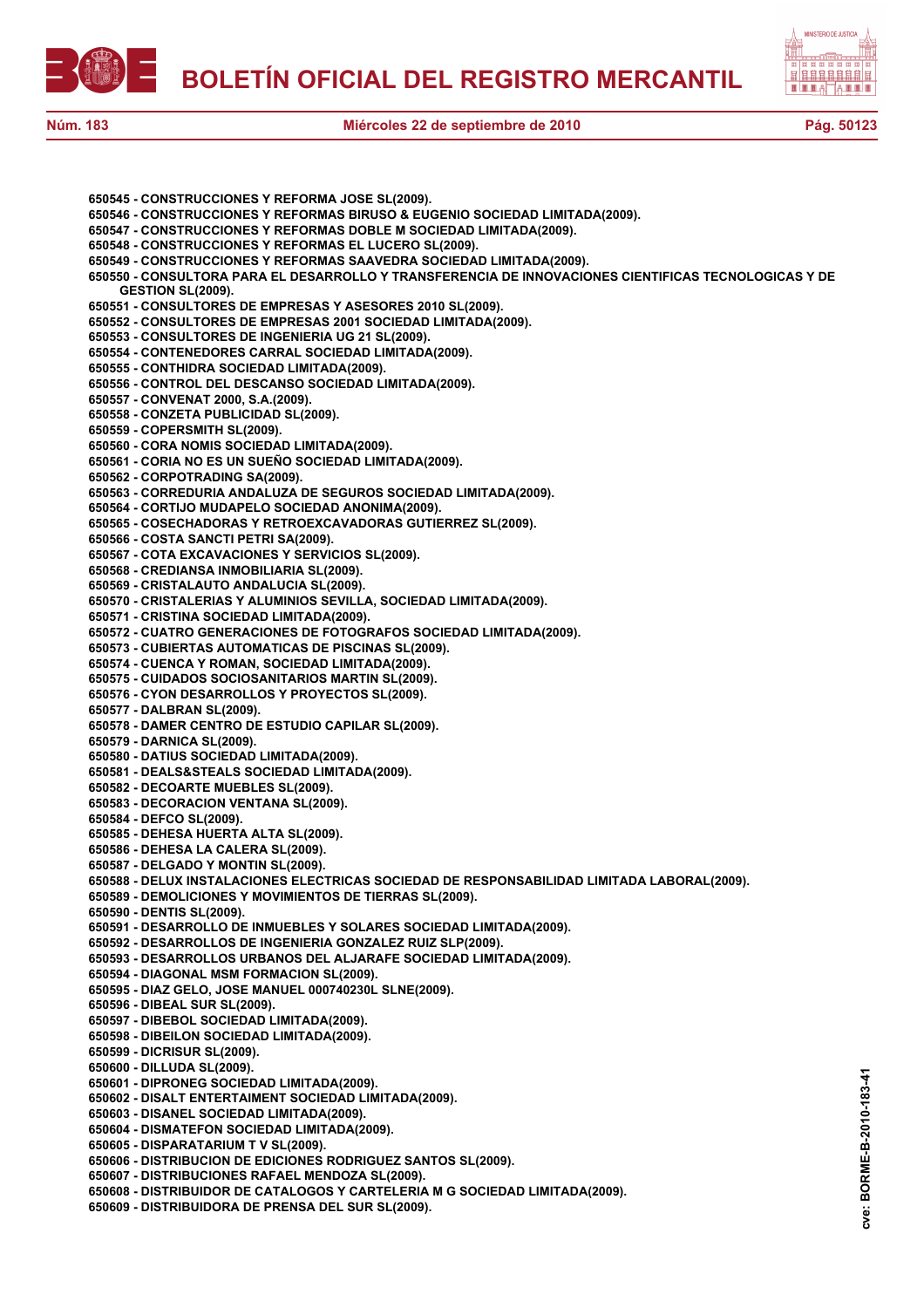**650545 - CONSTRUCCIONES Y REFORMA JOSE SL(2009).**
**650546 - CONSTRUCCIONES Y REFORMAS BIRUSO & EUGENIO SOCIEDAD LIMITADA(2009).**
**650547 - CONSTRUCCIONES Y REFORMAS DOBLE M SOCIEDAD LIMITADA(2009).**
**650548 - CONSTRUCCIONES Y REFORMAS EL LUCERO SL(2009).**
**650549 - CONSTRUCCIONES Y REFORMAS SAAVEDRA SOCIEDAD LIMITADA(2009).**
**650550 - CONSULTORA PARA EL DESARROLLO Y TRANSFERENCIA DE INNOVACIONES CIENTIFICAS TECNOLOGICAS Y DE GESTION SL(2009).**
**650551 - CONSULTORES DE EMPRESAS Y ASESORES 2010 SL(2009).**
**650552 - CONSULTORES DE EMPRESAS 2001 SOCIEDAD LIMITADA(2009).**
**650553 - CONSULTORES DE INGENIERIA UG 21 SL(2009).**
**650554 - CONTENEDORES CARRAL SOCIEDAD LIMITADA(2009).**
**650555 - CONTHIDRA SOCIEDAD LIMITADA(2009).**
**650556 - CONTROL DEL DESCANSO SOCIEDAD LIMITADA(2009).**
**650557 - CONVENAT 2000, S.A.(2009).**
**650558 - CONZETA PUBLICIDAD SL(2009).**
**650559 - COPERSMITH SL(2009).**
**650560 - CORA NOMIS SOCIEDAD LIMITADA(2009).**
**650561 - CORIA NO ES UN SUEÑO SOCIEDAD LIMITADA(2009).**
**650562 - CORPOTRADING SA(2009).**
**650563 - CORREDURIA ANDALUZA DE SEGUROS SOCIEDAD LIMITADA(2009).**
**650564 - CORTIJO MUDAPELO SOCIEDAD ANONIMA(2009).**
**650565 - COSECHADORAS Y RETROEXCAVADORAS GUTIERREZ SL(2009).**
**650566 - COSTA SANCTI PETRI SA(2009).**
**650567 - COTA EXCAVACIONES Y SERVICIOS SL(2009).**
**650568 - CREDIANSA INMOBILIARIA SL(2009).**
**650569 - CRISTALAUTO ANDALUCIA SL(2009).**
**650570 - CRISTALERIAS Y ALUMINIOS SEVILLA, SOCIEDAD LIMITADA(2009).**
**650571 - CRISTINA SOCIEDAD LIMITADA(2009).**
**650572 - CUATRO GENERACIONES DE FOTOGRAFOS SOCIEDAD LIMITADA(2009).**
**650573 - CUBIERTAS AUTOMATICAS DE PISCINAS SL(2009).**
**650574 - CUENCA Y ROMAN, SOCIEDAD LIMITADA(2009).**
**650575 - CUIDADOS SOCIOSANITARIOS MARTIN SL(2009).**
**650576 - CYON DESARROLLOS Y PROYECTOS SL(2009).**
**650577 - DALBRAN SL(2009).**
**650578 - DAMER CENTRO DE ESTUDIO CAPILAR SL(2009).**
**650579 - DARNICA SL(2009).**
**650580 - DATIUS SOCIEDAD LIMITADA(2009).**
**650581 - DEALS&STEALS SOCIEDAD LIMITADA(2009).**
**650582 - DECOARTE MUEBLES SL(2009).**
**650583 - DECORACION VENTANA SL(2009).**
**650584 - DEFCO SL(2009).**
**650585 - DEHESA HUERTA ALTA SL(2009).**
**650586 - DEHESA LA CALERA SL(2009).**
**650587 - DELGADO Y MONTIN SL(2009).**
**650588 - DELUX INSTALACIONES ELECTRICAS SOCIEDAD DE RESPONSABILIDAD LIMITADA LABORAL(2009).**
**650589 - DEMOLICIONES Y MOVIMIENTOS DE TIERRAS SL(2009).**
**650590 - DENTIS SL(2009).**
**650591 - DESARROLLO DE INMUEBLES Y SOLARES SOCIEDAD LIMITADA(2009).**
**650592 - DESARROLLOS DE INGENIERIA GONZALEZ RUIZ SLP(2009).**
**650593 - DESARROLLOS URBANOS DEL ALJARAFE SOCIEDAD LIMITADA(2009).**
**650594 - DIAGONAL MSM FORMACION SL(2009).**
**650595 - DIAZ GELO, JOSE MANUEL 000740230L SLNE(2009).**
**650596 - DIBEAL SUR SL(2009).**
**650597 - DIBEBOL SOCIEDAD LIMITADA(2009).**
**650598 - DIBEILON SOCIEDAD LIMITADA(2009).**
**650599 - DICRISUR SL(2009).**
**650600 - DILLUDA SL(2009).**
**650601 - DIPRONEG SOCIEDAD LIMITADA(2009).**
**650602 - DISALT ENTERTAIMENT SOCIEDAD LIMITADA(2009).**
**650603 - DISANEL SOCIEDAD LIMITADA(2009).**
**650604 - DISMATEFON SOCIEDAD LIMITADA(2009).**
**650605 - DISPARATARIUM T V SL(2009).**
**650606 - DISTRIBUCION DE EDICIONES RODRIGUEZ SANTOS SL(2009).**
**650607 - DISTRIBUCIONES RAFAEL MENDOZA SL(2009).**
**650608 - DISTRIBUIDOR DE CATALOGOS Y CARTELERIA M G SOCIEDAD LIMITADA(2009).**
**650609 - DISTRIBUIDORA DE PRENSA DEL SUR SL(2009).**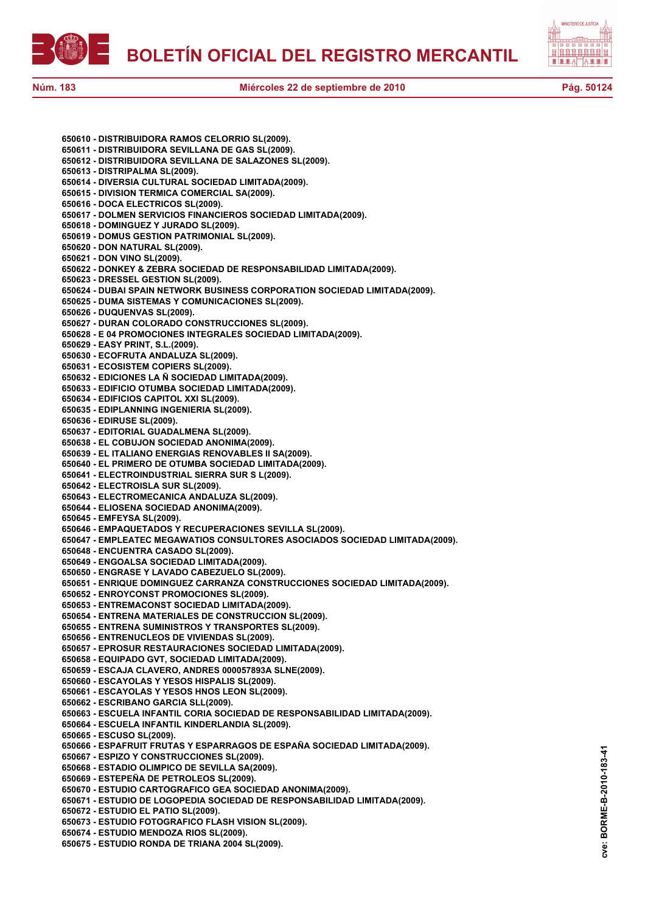650610 - DISTRIBUIDORA RAMOS CELORRIO SL(2009).
650611 - DISTRIBUIDORA SEVILLANA DE GAS SL(2009).
650612 - DISTRIBUIDORA SEVILLANA DE SALAZONES SL(2009).
650613 - DISTRIPALMA SL(2009).
650614 - DIVERSIA CULTURAL SOCIEDAD LIMITADA(2009).
650615 - DIVISION TERMICA COMERCIAL SA(2009).
650616 - DOCA ELECTRICOS SL(2009).
650617 - DOLMEN SERVICIOS FINANCIEROS SOCIEDAD LIMITADA(2009).
650618 - DOMINGUEZ Y JURADO SL(2009).
650619 - DOMUS GESTION PATRIMONIAL SL(2009).
650620 - DON NATURAL SL(2009).
650621 - DON VINO SL(2009).
650622 - DONKEY & ZEBRA SOCIEDAD DE RESPONSABILIDAD LIMITADA(2009).
650623 - DRESSEL GESTION SL(2009).
650624 - DUBAI SPAIN NETWORK BUSINESS CORPORATION SOCIEDAD LIMITADA(2009).
650625 - DUMA SISTEMAS Y COMUNICACIONES SL(2009).
650626 - DUQUENVAS SL(2009).
650627 - DURAN COLORADO CONSTRUCCIONES SL(2009).
650628 - E 04 PROMOCIONES INTEGRALES SOCIEDAD LIMITADA(2009).
650629 - EASY PRINT, S.L.(2009).
650630 - ECOFRUTA ANDALUZA SL(2009).
650631 - ECOSISTEM COPIERS SL(2009).
650632 - EDICIONES LA Ñ SOCIEDAD LIMITADA(2009).
650633 - EDIFICIO OTUMBA SOCIEDAD LIMITADA(2009).
650634 - EDIFICIOS CAPITOL XXI SL(2009).
650635 - EDIPLANNING INGENIERIA SL(2009).
650636 - EDIRUSE SL(2009).
650637 - EDITORIAL GUADALMENA SL(2009).
650638 - EL COBUJON SOCIEDAD ANONIMA(2009).
650639 - EL ITALIANO ENERGIAS RENOVABLES II SA(2009).
650640 - EL PRIMERO DE OTUMBA SOCIEDAD LIMITADA(2009).
650641 - ELECTROINDUSTRIAL SIERRA SUR S L(2009).
650642 - ELECTROISLA SUR SL(2009).
650643 - ELECTROMECANICA ANDALUZA SL(2009).
650644 - ELIOSENA SOCIEDAD ANONIMA(2009).
650645 - EMFEYSA SL(2009).
650646 - EMPAQUETADOS Y RECUPERACIONES SEVILLA SL(2009).
650647 - EMPLEATEC MEGAWATIOS CONSULTORES ASOCIADOS SOCIEDAD LIMITADA(2009).
650648 - ENCUENTRA CASADO SL(2009).
650649 - ENGOALSA SOCIEDAD LIMITADA(2009).
650650 - ENGRASE Y LAVADO CABEZUELO SL(2009).
650651 - ENRIQUE DOMINGUEZ CARRANZA CONSTRUCCIONES SOCIEDAD LIMITADA(2009).
650652 - ENROYCONST PROMOCIONES SL(2009).
650653 - ENTREMACONST SOCIEDAD LIMITADA(2009).
650654 - ENTRENA MATERIALES DE CONSTRUCCION SL(2009).
650655 - ENTRENA SUMINISTROS Y TRANSPORTES SL(2009).
650656 - ENTRENUCLEOS DE VIVIENDAS SL(2009).
650657 - EPROSUR RESTAURACIONES SOCIEDAD LIMITADA(2009).
650658 - EQUIPADO GVT, SOCIEDAD LIMITADA(2009).
650659 - ESCAJA CLAVERO, ANDRES 000057893A SLNE(2009).
650660 - ESCAYOLAS Y YESOS HISPALIS SL(2009).
650661 - ESCAYOLAS Y YESOS HNOS LEON SL(2009).
650662 - ESCRIBANO GARCIA SLL(2009).
650663 - ESCUELA INFANTIL CORIA SOCIEDAD DE RESPONSABILIDAD LIMITADA(2009).
650664 - ESCUELA INFANTIL KINDERLANDIA SL(2009).
650665 - ESCUSO SL(2009).
650666 - ESPAFRUIT FRUTAS Y ESPARRAGOS DE ESPAÑA SOCIEDAD LIMITADA(2009).
650667 - ESPIZO Y CONSTRUCCIONES SL(2009).
650668 - ESTADIO OLIMPICO DE SEVILLA SA(2009).
650669 - ESTEPEÑA DE PETROLEOS SL(2009).
650670 - ESTUDIO CARTOGRAFICO GEA SOCIEDAD ANONIMA(2009).
650671 - ESTUDIO DE LOGOPEDIA SOCIEDAD DE RESPONSABILIDAD LIMITADA(2009).
650672 - ESTUDIO EL PATIO SL(2009).
650673 - ESTUDIO FOTOGRAFICO FLASH VISION SL(2009).
650674 - ESTUDIO MENDOZA RIOS SL(2009).
650675 - ESTUDIO RONDA DE TRIANA 2004 SL(2009).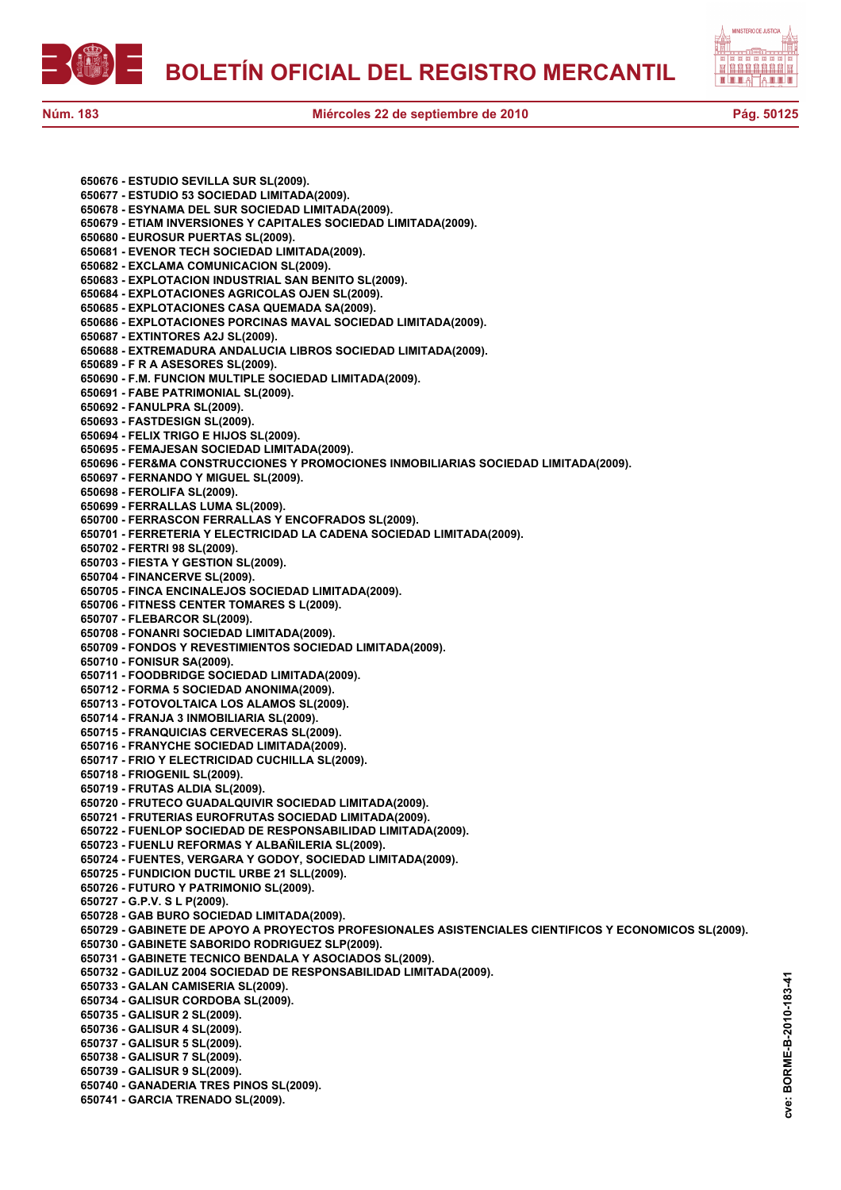**650676 - ESTUDIO SEVILLA SUR SL(2009).**
**650677 - ESTUDIO 53 SOCIEDAD LIMITADA(2009).**
**650678 - ESYNAMA DEL SUR SOCIEDAD LIMITADA(2009).**
**650679 - ETIAM INVERSIONES Y CAPITALES SOCIEDAD LIMITADA(2009).**
**650680 - EUROSUR PUERTAS SL(2009).**
**650681 - EVENOR TECH SOCIEDAD LIMITADA(2009).**
**650682 - EXCLAMA COMUNICACION SL(2009).**
**650683 - EXPLOTACION INDUSTRIAL SAN BENITO SL(2009).**
**650684 - EXPLOTACIONES AGRICOLAS OJEN SL(2009).**
**650685 - EXPLOTACIONES CASA QUEMADA SA(2009).**
**650686 - EXPLOTACIONES PORCINAS MAVAL SOCIEDAD LIMITADA(2009).**
**650687 - EXTINTORES A2J SL(2009).**
**650688 - EXTREMADURA ANDALUCIA LIBROS SOCIEDAD LIMITADA(2009).**
**650689 - F R A ASESORES SL(2009).**
**650690 - F.M. FUNCION MULTIPLE SOCIEDAD LIMITADA(2009).**
**650691 - FABE PATRIMONIAL SL(2009).**
**650692 - FANULPRA SL(2009).**
**650693 - FASTDESIGN SL(2009).**
**650694 - FELIX TRIGO E HIJOS SL(2009).**
**650695 - FEMAJESAN SOCIEDAD LIMITADA(2009).**
**650696 - FER&MA CONSTRUCCIONES Y PROMOCIONES INMOBILIARIAS SOCIEDAD LIMITADA(2009).**
**650697 - FERNANDO Y MIGUEL SL(2009).**
**650698 - FEROLIFA SL(2009).**
**650699 - FERRALLAS LUMA SL(2009).**
**650700 - FERRASCON FERRALLAS Y ENCOFRADOS SL(2009).**
**650701 - FERRETERIA Y ELECTRICIDAD LA CADENA SOCIEDAD LIMITADA(2009).**
**650702 - FERTRI 98 SL(2009).**
**650703 - FIESTA Y GESTION SL(2009).**
**650704 - FINANCERVE SL(2009).**
**650705 - FINCA ENCINALEJOS SOCIEDAD LIMITADA(2009).**
**650706 - FITNESS CENTER TOMARES S L(2009).**
**650707 - FLEBARCOR SL(2009).**
**650708 - FONANRI SOCIEDAD LIMITADA(2009).**
**650709 - FONDOS Y REVESTIMIENTOS SOCIEDAD LIMITADA(2009).**
**650710 - FONISUR SA(2009).**
**650711 - FOODBRIDGE SOCIEDAD LIMITADA(2009).**
**650712 - FORMA 5 SOCIEDAD ANONIMA(2009).**
**650713 - FOTOVOLTAICA LOS ALAMOS SL(2009).**
**650714 - FRANJA 3 INMOBILIARIA SL(2009).**
**650715 - FRANQUICIAS CERVECERAS SL(2009).**
**650716 - FRANYCHE SOCIEDAD LIMITADA(2009).**
**650717 - FRIO Y ELECTRICIDAD CUCHILLA SL(2009).**
**650718 - FRIOGENIL SL(2009).**
**650719 - FRUTAS ALDIA SL(2009).**
**650720 - FRUTECO GUADALQUIVIR SOCIEDAD LIMITADA(2009).**
**650721 - FRUTERIAS EUROFRUTAS SOCIEDAD LIMITADA(2009).**
**650722 - FUENLOP SOCIEDAD DE RESPONSABILIDAD LIMITADA(2009).**
**650723 - FUENLU REFORMAS Y ALBAÑILERIA SL(2009).**
**650724 - FUENTES, VERGARA Y GODOY, SOCIEDAD LIMITADA(2009).**
**650725 - FUNDICION DUCTIL URBE 21 SLL(2009).**
**650726 - FUTURO Y PATRIMONIO SL(2009).**
**650727 - G.P.V. S L P(2009).**
**650728 - GAB BURO SOCIEDAD LIMITADA(2009).**
**650729 - GABINETE DE APOYO A PROYECTOS PROFESIONALES ASISTENCIALES CIENTIFICOS Y ECONOMICOS SL(2009).**
**650730 - GABINETE SABORIDO RODRIGUEZ SLP(2009).**
**650731 - GABINETE TECNICO BENDALA Y ASOCIADOS SL(2009).**
**650732 - GADILUZ 2004 SOCIEDAD DE RESPONSABILIDAD LIMITADA(2009).**
**650733 - GALAN CAMISERIA SL(2009).**
**650734 - GALISUR CORDOBA SL(2009).**
**650735 - GALISUR 2 SL(2009).**
**650736 - GALISUR 4 SL(2009).**
**650737 - GALISUR 5 SL(2009).**
**650738 - GALISUR 7 SL(2009).**
**650739 - GALISUR 9 SL(2009).**
**650740 - GANADERIA TRES PINOS SL(2009).**
**650741 - GARCIA TRENADO SL(2009).**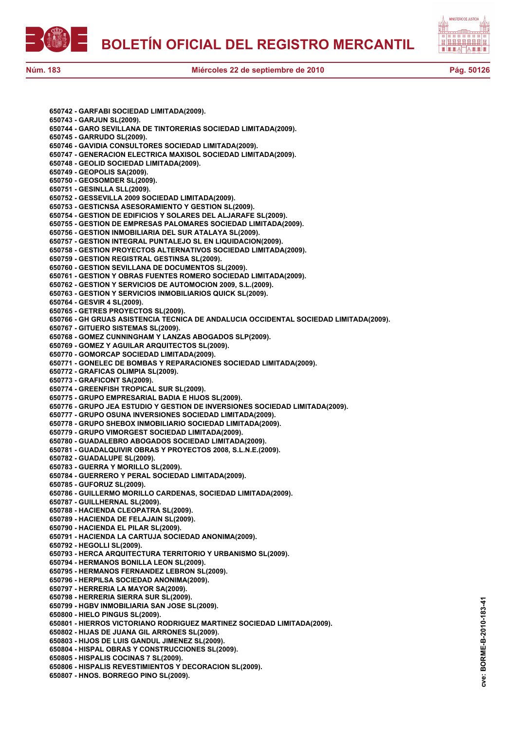**650742 - GARFABI SOCIEDAD LIMITADA(2009).**
**650743 - GARJUN SL(2009).**
**650744 - GARO SEVILLANA DE TINTORERIAS SOCIEDAD LIMITADA(2009).**
**650745 - GARRUDO SL(2009).**
**650746 - GAVIDIA CONSULTORES SOCIEDAD LIMITADA(2009).**
**650747 - GENERACION ELECTRICA MAXISOL SOCIEDAD LIMITADA(2009).**
**650748 - GEOLID SOCIEDAD LIMITADA(2009).**
**650749 - GEOPOLIS SA(2009).**
**650750 - GEOSOMDER SL(2009).**
**650751 - GESINLLA SLL(2009).**
**650752 - GESSEVILLA 2009 SOCIEDAD LIMITADA(2009).**
**650753 - GESTICNSA ASESORAMIENTO Y GESTION SL(2009).**
**650754 - GESTION DE EDIFICIOS Y SOLARES DEL ALJARAFE SL(2009).**
**650755 - GESTION DE EMPRESAS PALOMARES SOCIEDAD LIMITADA(2009).**
**650756 - GESTION INMOBILIARIA DEL SUR ATALAYA SL(2009).**
**650757 - GESTION INTEGRAL PUNTALEJO SL EN LIQUIDACION(2009).**
**650758 - GESTION PROYECTOS ALTERNATIVOS SOCIEDAD LIMITADA(2009).**
**650759 - GESTION REGISTRAL GESTINSA SL(2009).**
**650760 - GESTION SEVILLANA DE DOCUMENTOS SL(2009).**
**650761 - GESTION Y OBRAS FUENTES ROMERO SOCIEDAD LIMITADA(2009).**
**650762 - GESTION Y SERVICIOS DE AUTOMOCION 2009, S.L.(2009).**
**650763 - GESTION Y SERVICIOS INMOBILIARIOS QUICK SL(2009).**
**650764 - GESVIR 4 SL(2009).**
**650765 - GETRES PROYECTOS SL(2009).**
**650766 - GH GRUAS ASISTENCIA TECNICA DE ANDALUCIA OCCIDENTAL SOCIEDAD LIMITADA(2009).**
**650767 - GITUERO SISTEMAS SL(2009).**
**650768 - GOMEZ CUNNINGHAM Y LANZAS ABOGADOS SLP(2009).**
**650769 - GOMEZ Y AGUILAR ARQUITECTOS SL(2009).**
**650770 - GOMORCAP SOCIEDAD LIMITADA(2009).**
**650771 - GONELEC DE BOMBAS Y REPARACIONES SOCIEDAD LIMITADA(2009).**
**650772 - GRAFICAS OLIMPIA SL(2009).**
**650773 - GRAFICONT SA(2009).**
**650774 - GREENFISH TROPICAL SUR SL(2009).**
**650775 - GRUPO EMPRESARIAL BADIA E HIJOS SL(2009).**
**650776 - GRUPO JEA ESTUDIO Y GESTION DE INVERSIONES SOCIEDAD LIMITADA(2009).**
**650777 - GRUPO OSUNA INVERSIONES SOCIEDAD LIMITADA(2009).**
**650778 - GRUPO SHEBOX INMOBILIARIO SOCIEDAD LIMITADA(2009).**
**650779 - GRUPO VIMORGEST SOCIEDAD LIMITADA(2009).**
**650780 - GUADALEBRO ABOGADOS SOCIEDAD LIMITADA(2009).**
**650781 - GUADALQUIVIR OBRAS Y PROYECTOS 2008, S.L.N.E.(2009).**
**650782 - GUADALUPE SL(2009).**
**650783 - GUERRA Y MORILLO SL(2009).**
**650784 - GUERRERO Y PERAL SOCIEDAD LIMITADA(2009).**
**650785 - GUFORUZ SL(2009).**
**650786 - GUILLERMO MORILLO CARDENAS, SOCIEDAD LIMITADA(2009).**
**650787 - GUILLHERNAL SL(2009).**
**650788 - HACIENDA CLEOPATRA SL(2009).**
**650789 - HACIENDA DE FELAJAIN SL(2009).**
**650790 - HACIENDA EL PILAR SL(2009).**
**650791 - HACIENDA LA CARTUJA SOCIEDAD ANONIMA(2009).**
**650792 - HEGOLLI SL(2009).**
**650793 - HERCA ARQUITECTURA TERRITORIO Y URBANISMO SL(2009).**
**650794 - HERMANOS BONILLA LEON SL(2009).**
**650795 - HERMANOS FERNANDEZ LEBRON SL(2009).**
**650796 - HERPILSA SOCIEDAD ANONIMA(2009).**
**650797 - HERRERIA LA MAYOR SA(2009).**
**650798 - HERRERIA SIERRA SUR SL(2009).**
**650799 - HGBV INMOBILIARIA SAN JOSE SL(2009).**
**650800 - HIELO PINGUS SL(2009).**
**650801 - HIERROS VICTORIANO RODRIGUEZ MARTINEZ SOCIEDAD LIMITADA(2009).**
**650802 - HIJAS DE JUANA GIL ARRONES SL(2009).**
**650803 - HIJOS DE LUIS GANDUL JIMENEZ SL(2009).**
**650804 - HISPAL OBRAS Y CONSTRUCCIONES SL(2009).**
**650805 - HISPALIS COCINAS 7 SL(2009).**
**650806 - HISPALIS REVESTIMIENTOS Y DECORACION SL(2009).**
**650807 - HNOS. BORREGO PINO SL(2009).**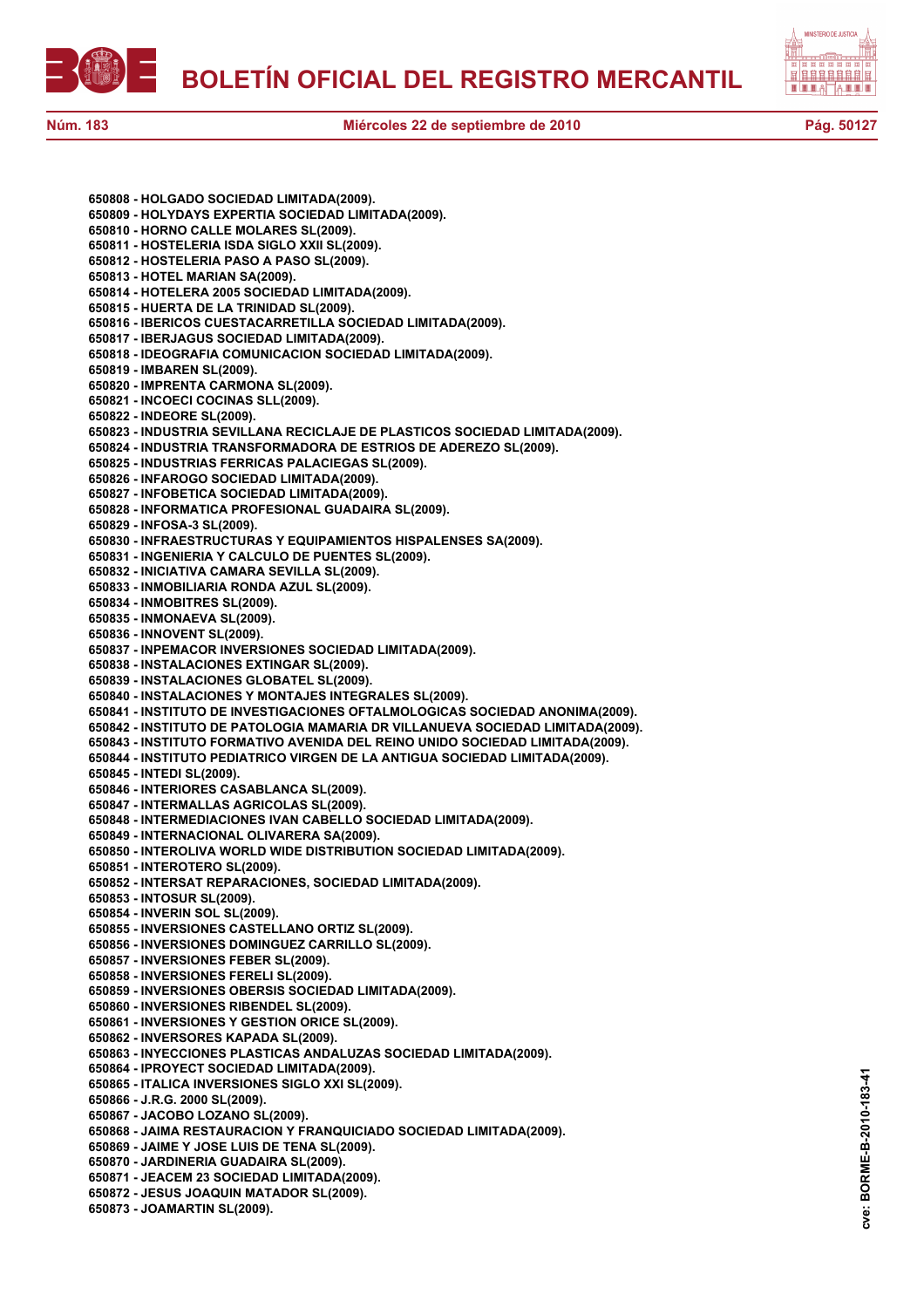**650808 - HOLGADO SOCIEDAD LIMITADA(2009).**
**650809 - HOLYDAYS EXPERTIA SOCIEDAD LIMITADA(2009).**
**650810 - HORNO CALLE MOLARES SL(2009).**
**650811 - HOSTELERIA ISDA SIGLO XXII SL(2009).**
**650812 - HOSTELERIA PASO A PASO SL(2009).**
**650813 - HOTEL MARIAN SA(2009).**
**650814 - HOTELERA 2005 SOCIEDAD LIMITADA(2009).**
**650815 - HUERTA DE LA TRINIDAD SL(2009).**
**650816 - IBERICOS CUESTACARRETILLA SOCIEDAD LIMITADA(2009).**
**650817 - IBERJAGUS SOCIEDAD LIMITADA(2009).**
**650818 - IDEOGRAFIA COMUNICACION SOCIEDAD LIMITADA(2009).**
**650819 - IMBAREN SL(2009).**
**650820 - IMPRENTA CARMONA SL(2009).**
**650821 - INCOECI COCINAS SLL(2009).**
**650822 - INDEORE SL(2009).**
**650823 - INDUSTRIA SEVILLANA RECICLAJE DE PLASTICOS SOCIEDAD LIMITADA(2009).**
**650824 - INDUSTRIA TRANSFORMADORA DE ESTRIOS DE ADEREZO SL(2009).**
**650825 - INDUSTRIAS FERRICAS PALACIEGAS SL(2009).**
**650826 - INFAROGO SOCIEDAD LIMITADA(2009).**
**650827 - INFOBETICA SOCIEDAD LIMITADA(2009).**
**650828 - INFORMATICA PROFESIONAL GUADAIRA SL(2009).**
**650829 - INFOSA-3 SL(2009).**
**650830 - INFRAESTRUCTURAS Y EQUIPAMIENTOS HISPALENSES SA(2009).**
**650831 - INGENIERIA Y CALCULO DE PUENTES SL(2009).**
**650832 - INICIATIVA CAMARA SEVILLA SL(2009).**
**650833 - INMOBILIARIA RONDA AZUL SL(2009).**
**650834 - INMOBITRES SL(2009).**
**650835 - INMONAEVA SL(2009).**
**650836 - INNOVENT SL(2009).**
**650837 - INPEMACOR INVERSIONES SOCIEDAD LIMITADA(2009).**
**650838 - INSTALACIONES EXTINGAR SL(2009).**
**650839 - INSTALACIONES GLOBATEL SL(2009).**
**650840 - INSTALACIONES Y MONTAJES INTEGRALES SL(2009).**
**650841 - INSTITUTO DE INVESTIGACIONES OFTALMOLOGICAS SOCIEDAD ANONIMA(2009).**
**650842 - INSTITUTO DE PATOLOGIA MAMARIA DR VILLANUEVA SOCIEDAD LIMITADA(2009).**
**650843 - INSTITUTO FORMATIVO AVENIDA DEL REINO UNIDO SOCIEDAD LIMITADA(2009).**
**650844 - INSTITUTO PEDIATRICO VIRGEN DE LA ANTIGUA SOCIEDAD LIMITADA(2009).**
**650845 - INTEDI SL(2009).**
**650846 - INTERIORES CASABLANCA SL(2009).**
**650847 - INTERMALLAS AGRICOLAS SL(2009).**
**650848 - INTERMEDIACIONES IVAN CABELLO SOCIEDAD LIMITADA(2009).**
**650849 - INTERNACIONAL OLIVARERA SA(2009).**
**650850 - INTEROLIVA WORLD WIDE DISTRIBUTION SOCIEDAD LIMITADA(2009).**
**650851 - INTEROTERO SL(2009).**
**650852 - INTERSAT REPARACIONES, SOCIEDAD LIMITADA(2009).**
**650853 - INTOSUR SL(2009).**
**650854 - INVERIN SOL SL(2009).**
**650855 - INVERSIONES CASTELLANO ORTIZ SL(2009).**
**650856 - INVERSIONES DOMINGUEZ CARRILLO SL(2009).**
**650857 - INVERSIONES FEBER SL(2009).**
**650858 - INVERSIONES FERELI SL(2009).**
**650859 - INVERSIONES OBERSIS SOCIEDAD LIMITADA(2009).**
**650860 - INVERSIONES RIBENDEL SL(2009).**
**650861 - INVERSIONES Y GESTION ORICE SL(2009).**
**650862 - INVERSORES KAPADA SL(2009).**
**650863 - INYECCIONES PLASTICAS ANDALUZAS SOCIEDAD LIMITADA(2009).**
**650864 - IPROYECT SOCIEDAD LIMITADA(2009).**
**650865 - ITALICA INVERSIONES SIGLO XXI SL(2009).**
**650866 - J.R.G. 2000 SL(2009).**
**650867 - JACOBO LOZANO SL(2009).**
**650868 - JAIMA RESTAURACION Y FRANQUICIADO SOCIEDAD LIMITADA(2009).**
**650869 - JAIME Y JOSE LUIS DE TENA SL(2009).**
**650870 - JARDINERIA GUADAIRA SL(2009).**
**650871 - JEACEM 23 SOCIEDAD LIMITADA(2009).**
**650872 - JESUS JOAQUIN MATADOR SL(2009).**
**650873 - JOAMARTIN SL(2009).**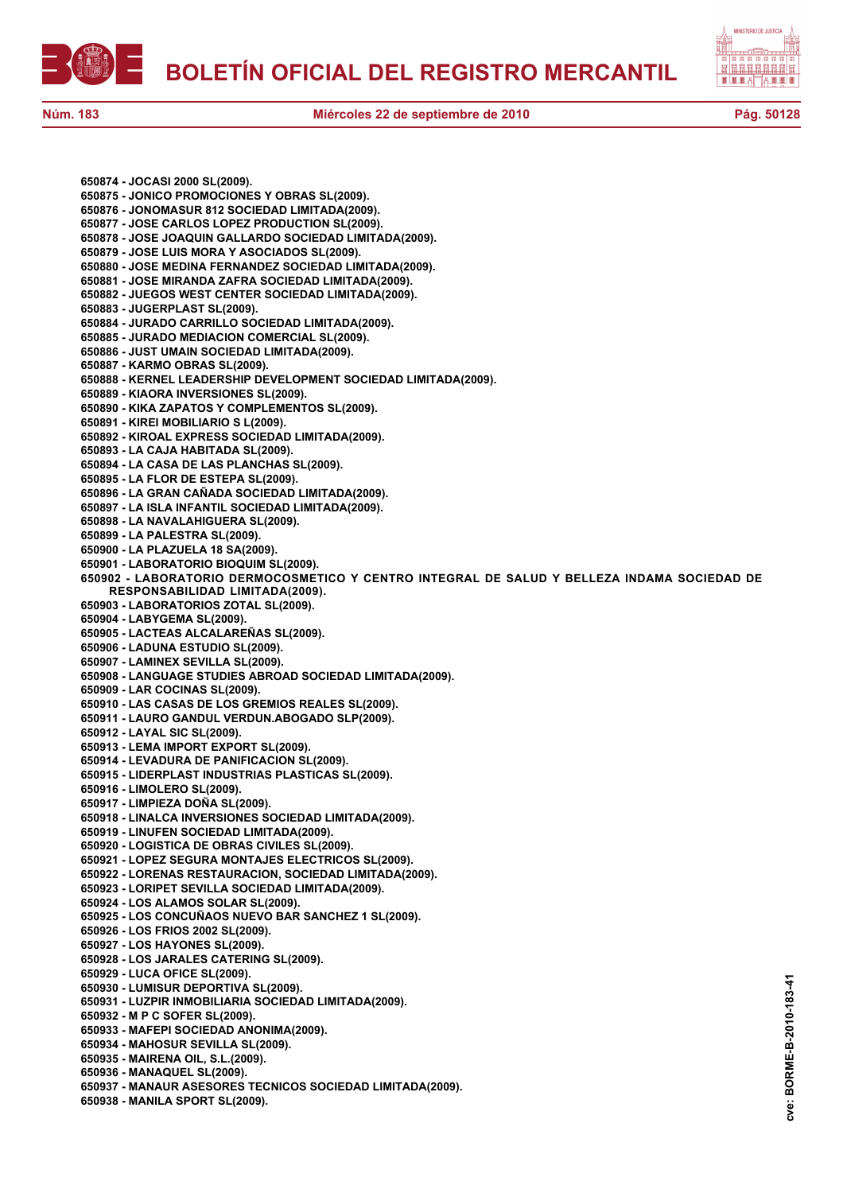650874 - JOCASI 2000 SL(2009).
650875 - JONICO PROMOCIONES Y OBRAS SL(2009).
650876 - JONOMASUR 812 SOCIEDAD LIMITADA(2009).
650877 - JOSE CARLOS LOPEZ PRODUCTION SL(2009).
650878 - JOSE JOAQUIN GALLARDO SOCIEDAD LIMITADA(2009).
650879 - JOSE LUIS MORA Y ASOCIADOS SL(2009).
650880 - JOSE MEDINA FERNANDEZ SOCIEDAD LIMITADA(2009).
650881 - JOSE MIRANDA ZAFRA SOCIEDAD LIMITADA(2009).
650882 - JUEGOS WEST CENTER SOCIEDAD LIMITADA(2009).
650883 - JUGERPLAST SL(2009).
650884 - JURADO CARRILLO SOCIEDAD LIMITADA(2009).
650885 - JURADO MEDIACION COMERCIAL SL(2009).
650886 - JUST UMAIN SOCIEDAD LIMITADA(2009).
650887 - KARMO OBRAS SL(2009).
650888 - KERNEL LEADERSHIP DEVELOPMENT SOCIEDAD LIMITADA(2009).
650889 - KIAORA INVERSIONES SL(2009).
650890 - KIKA ZAPATOS Y COMPLEMENTOS SL(2009).
650891 - KIREI MOBILIARIO S L(2009).
650892 - KIROAL EXPRESS SOCIEDAD LIMITADA(2009).
650893 - LA CAJA HABITADA SL(2009).
650894 - LA CASA DE LAS PLANCHAS SL(2009).
650895 - LA FLOR DE ESTEPA SL(2009).
650896 - LA GRAN CAÑADA SOCIEDAD LIMITADA(2009).
650897 - LA ISLA INFANTIL SOCIEDAD LIMITADA(2009).
650898 - LA NAVALAHIGUERA SL(2009).
650899 - LA PALESTRA SL(2009).
650900 - LA PLAZUELA 18 SA(2009).
650901 - LABORATORIO BIOQUIM SL(2009).
650902 - LABORATORIO DERMOCOSMETICO Y CENTRO INTEGRAL DE SALUD Y BELLEZA INDAMA SOCIEDAD DE RESPONSABILIDAD LIMITADA(2009).
650903 - LABORATORIOS ZOTAL SL(2009).
650904 - LABYGEMA SL(2009).
650905 - LACTEAS ALCALAREÑAS SL(2009).
650906 - LADUNA ESTUDIO SL(2009).
650907 - LAMINEX SEVILLA SL(2009).
650908 - LANGUAGE STUDIES ABROAD SOCIEDAD LIMITADA(2009).
650909 - LAR COCINAS SL(2009).
650910 - LAS CASAS DE LOS GREMIOS REALES SL(2009).
650911 - LAURO GANDUL VERDUN.ABOGADO SLP(2009).
650912 - LAYAL SIC SL(2009).
650913 - LEMA IMPORT EXPORT SL(2009).
650914 - LEVADURA DE PANIFICACION SL(2009).
650915 - LIDERPLAST INDUSTRIAS PLASTICAS SL(2009).
650916 - LIMOLERO SL(2009).
650917 - LIMPIEZA DOÑA SL(2009).
650918 - LINALCA INVERSIONES SOCIEDAD LIMITADA(2009).
650919 - LINUFEN SOCIEDAD LIMITADA(2009).
650920 - LOGISTICA DE OBRAS CIVILES SL(2009).
650921 - LOPEZ SEGURA MONTAJES ELECTRICOS SL(2009).
650922 - LORENAS RESTAURACION, SOCIEDAD LIMITADA(2009).
650923 - LORIPET SEVILLA SOCIEDAD LIMITADA(2009).
650924 - LOS ALAMOS SOLAR SL(2009).
650925 - LOS CONCUÑAOS NUEVO BAR SANCHEZ 1 SL(2009).
650926 - LOS FRIOS 2002 SL(2009).
650927 - LOS HAYONES SL(2009).
650928 - LOS JARALES CATERING SL(2009).
650929 - LUCA OFICE SL(2009).
650930 - LUMISUR DEPORTIVA SL(2009).
650931 - LUZPIR INMOBILIARIA SOCIEDAD LIMITADA(2009).
650932 - M P C SOFER SL(2009).
650933 - MAFEPI SOCIEDAD ANONIMA(2009).
650934 - MAHOSUR SEVILLA SL(2009).
650935 - MAIRENA OIL, S.L.(2009).
650936 - MANAQUEL SL(2009).
650937 - MANAUR ASESORES TECNICOS SOCIEDAD LIMITADA(2009).
650938 - MANILA SPORT SL(2009).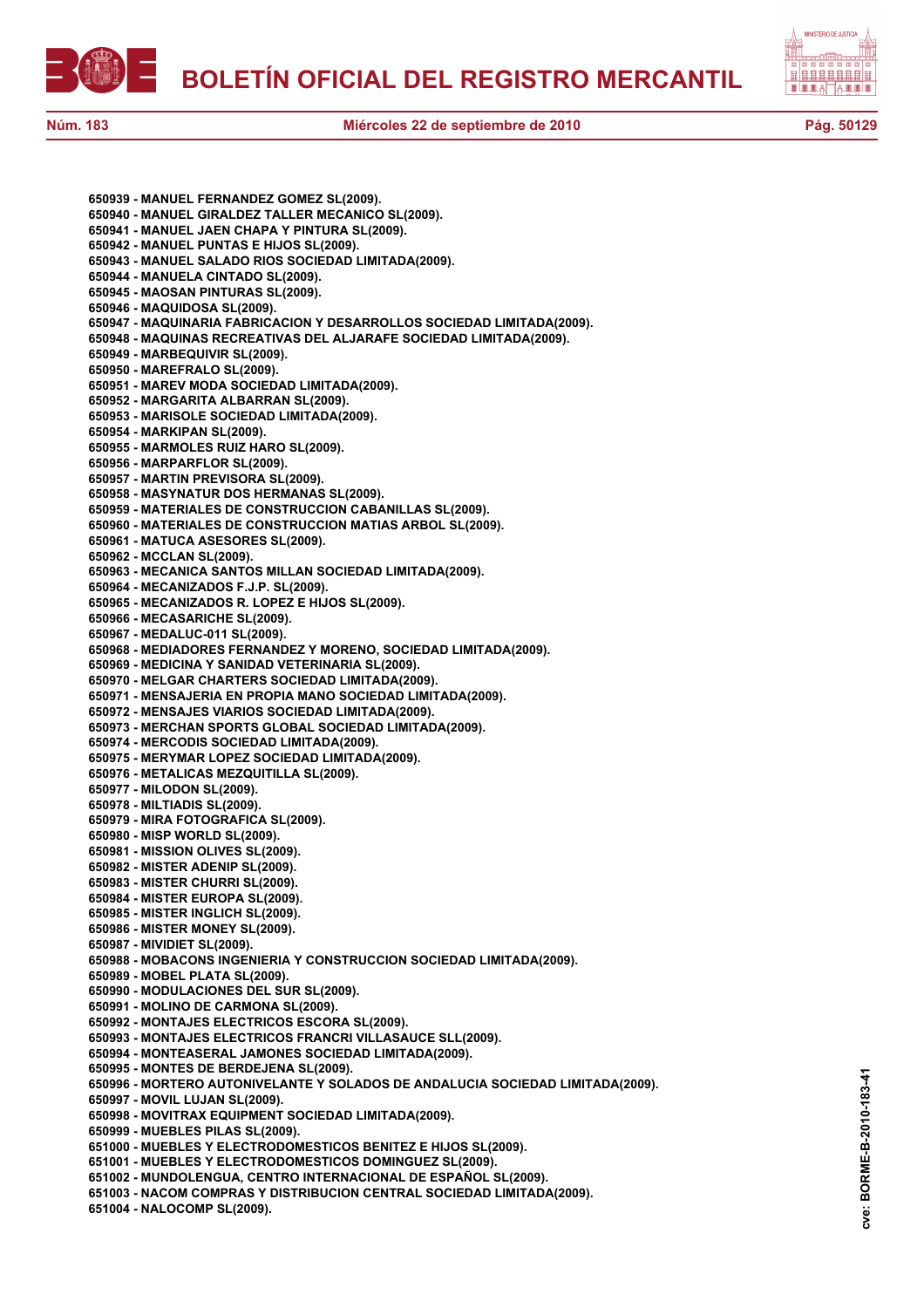**650939 - MANUEL FERNANDEZ GOMEZ SL(2009).**
**650940 - MANUEL GIRALDEZ TALLER MECANICO SL(2009).**
**650941 - MANUEL JAEN CHAPA Y PINTURA SL(2009).**
**650942 - MANUEL PUNTAS E HIJOS SL(2009).**
**650943 - MANUEL SALADO RIOS SOCIEDAD LIMITADA(2009).**
**650944 - MANUELA CINTADO SL(2009).**
**650945 - MAOSAN PINTURAS SL(2009).**
**650946 - MAQUIDOSA SL(2009).**
**650947 - MAQUINARIA FABRICACION Y DESARROLLOS SOCIEDAD LIMITADA(2009).**
**650948 - MAQUINAS RECREATIVAS DEL ALJARAFE SOCIEDAD LIMITADA(2009).**
**650949 - MARBEQUIVIR SL(2009).**
**650950 - MAREFRALO SL(2009).**
**650951 - MAREV MODA SOCIEDAD LIMITADA(2009).**
**650952 - MARGARITA ALBARRAN SL(2009).**
**650953 - MARISOLE SOCIEDAD LIMITADA(2009).**
**650954 - MARKIPAN SL(2009).**
**650955 - MARMOLES RUIZ HARO SL(2009).**
**650956 - MARPARFLOR SL(2009).**
**650957 - MARTIN PREVISORA SL(2009).**
**650958 - MASYNATUR DOS HERMANAS SL(2009).**
**650959 - MATERIALES DE CONSTRUCCION CABANILLAS SL(2009).**
**650960 - MATERIALES DE CONSTRUCCION MATIAS ARBOL SL(2009).**
**650961 - MATUCA ASESORES SL(2009).**
**650962 - MCCLAN SL(2009).**
**650963 - MECANICA SANTOS MILLAN SOCIEDAD LIMITADA(2009).**
**650964 - MECANIZADOS F.J.P. SL(2009).**
**650965 - MECANIZADOS R. LOPEZ E HIJOS SL(2009).**
**650966 - MECASARICHE SL(2009).**
**650967 - MEDALUC-011 SL(2009).**
**650968 - MEDIADORES FERNANDEZ Y MORENO, SOCIEDAD LIMITADA(2009).**
**650969 - MEDICINA Y SANIDAD VETERINARIA SL(2009).**
**650970 - MELGAR CHARTERS SOCIEDAD LIMITADA(2009).**
**650971 - MENSAJERIA EN PROPIA MANO SOCIEDAD LIMITADA(2009).**
**650972 - MENSAJES VIARIOS SOCIEDAD LIMITADA(2009).**
**650973 - MERCHAN SPORTS GLOBAL SOCIEDAD LIMITADA(2009).**
**650974 - MERCODIS SOCIEDAD LIMITADA(2009).**
**650975 - MERYMAR LOPEZ SOCIEDAD LIMITADA(2009).**
**650976 - METALICAS MEZQUITILLA SL(2009).**
**650977 - MILODON SL(2009).**
**650978 - MILTIADIS SL(2009).**
**650979 - MIRA FOTOGRAFICA SL(2009).**
**650980 - MISP WORLD SL(2009).**
**650981 - MISSION OLIVES SL(2009).**
**650982 - MISTER ADENIP SL(2009).**
**650983 - MISTER CHURRI SL(2009).**
**650984 - MISTER EUROPA SL(2009).**
**650985 - MISTER INGLICH SL(2009).**
**650986 - MISTER MONEY SL(2009).**
**650987 - MIVIDIET SL(2009).**
**650988 - MOBACONS INGENIERIA Y CONSTRUCCION SOCIEDAD LIMITADA(2009).**
**650989 - MOBEL PLATA SL(2009).**
**650990 - MODULACIONES DEL SUR SL(2009).**
**650991 - MOLINO DE CARMONA SL(2009).**
**650992 - MONTAJES ELECTRICOS ESCORA SL(2009).**
**650993 - MONTAJES ELECTRICOS FRANCRI VILLASAUCE SLL(2009).**
**650994 - MONTEASERAL JAMONES SOCIEDAD LIMITADA(2009).**
**650995 - MONTES DE BERDEJENA SL(2009).**
**650996 - MORTERO AUTONIVELANTE Y SOLADOS DE ANDALUCIA SOCIEDAD LIMITADA(2009).**
**650997 - MOVIL LUJAN SL(2009).**
**650998 - MOVITRAX EQUIPMENT SOCIEDAD LIMITADA(2009).**
**650999 - MUEBLES PILAS SL(2009).**
**651000 - MUEBLES Y ELECTRODOMESTICOS BENITEZ E HIJOS SL(2009).**
**651001 - MUEBLES Y ELECTRODOMESTICOS DOMINGUEZ SL(2009).**
**651002 - MUNDOLENGUA, CENTRO INTERNACIONAL DE ESPAÑOL SL(2009).**
**651003 - NACOM COMPRAS Y DISTRIBUCION CENTRAL SOCIEDAD LIMITADA(2009).**
**651004 - NALOCOMP SL(2009).**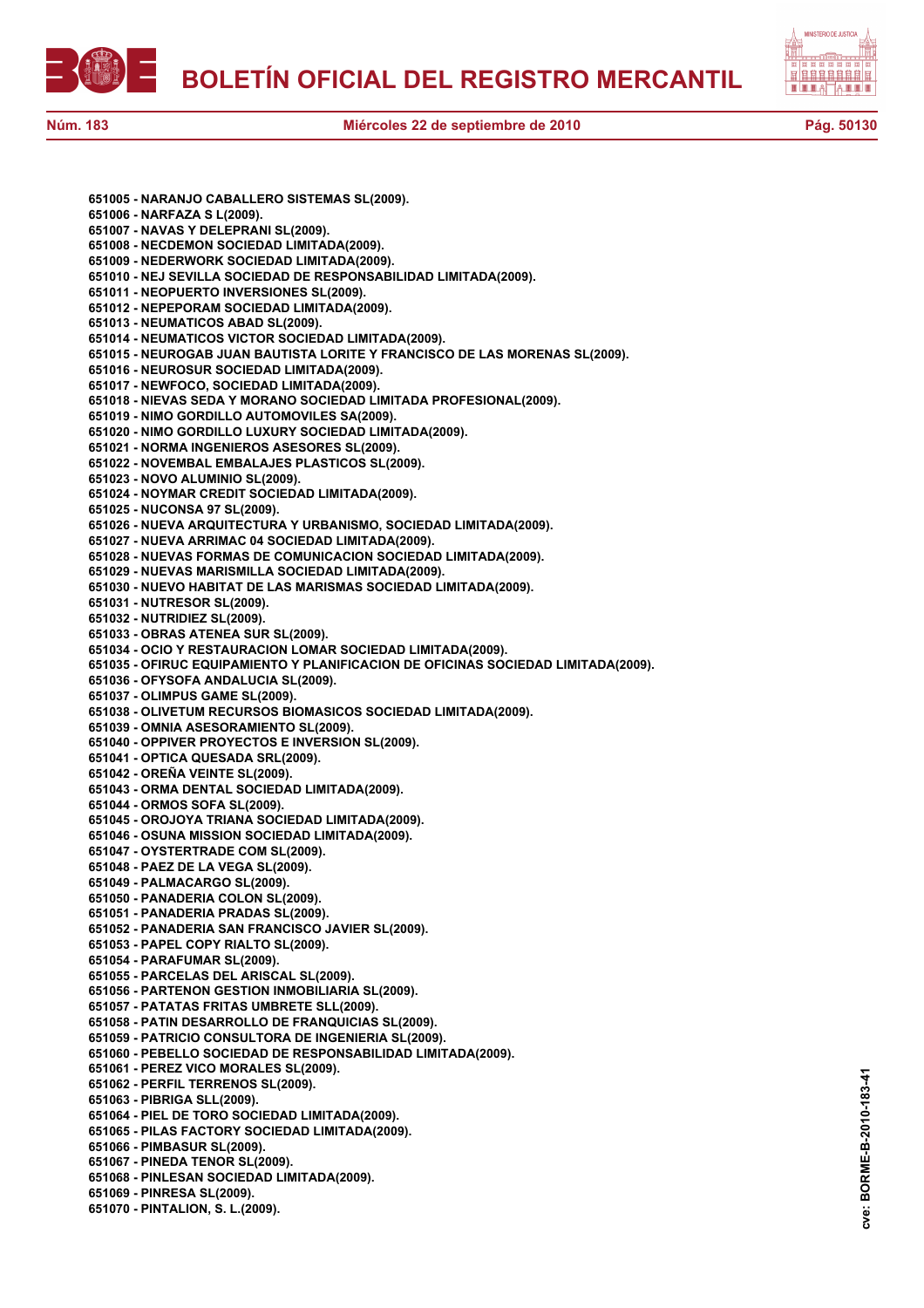651005 - NARANJO CABALLERO SISTEMAS SL(2009).
651006 - NARFAZA S L(2009).
651007 - NAVAS Y DELEPRANI SL(2009).
651008 - NECDEMON SOCIEDAD LIMITADA(2009).
651009 - NEDERWORK SOCIEDAD LIMITADA(2009).
651010 - NEJ SEVILLA SOCIEDAD DE RESPONSABILIDAD LIMITADA(2009).
651011 - NEOPUERTO INVERSIONES SL(2009).
651012 - NEPEPORAM SOCIEDAD LIMITADA(2009).
651013 - NEUMATICOS ABAD SL(2009).
651014 - NEUMATICOS VICTOR SOCIEDAD LIMITADA(2009).
651015 - NEUROGAB JUAN BAUTISTA LORITE Y FRANCISCO DE LAS MORENAS SL(2009).
651016 - NEUROSUR SOCIEDAD LIMITADA(2009).
651017 - NEWFOCO, SOCIEDAD LIMITADA(2009).
651018 - NIEVAS SEDA Y MORANO SOCIEDAD LIMITADA PROFESIONAL(2009).
651019 - NIMO GORDILLO AUTOMOVILES SA(2009).
651020 - NIMO GORDILLO LUXURY SOCIEDAD LIMITADA(2009).
651021 - NORMA INGENIEROS ASESORES SL(2009).
651022 - NOVEMBAL EMBALAJES PLASTICOS SL(2009).
651023 - NOVO ALUMINIO SL(2009).
651024 - NOYMAR CREDIT SOCIEDAD LIMITADA(2009).
651025 - NUCONSA 97 SL(2009).
651026 - NUEVA ARQUITECTURA Y URBANISMO, SOCIEDAD LIMITADA(2009).
651027 - NUEVA ARRIMAC 04 SOCIEDAD LIMITADA(2009).
651028 - NUEVAS FORMAS DE COMUNICACION SOCIEDAD LIMITADA(2009).
651029 - NUEVAS MARISMILLA SOCIEDAD LIMITADA(2009).
651030 - NUEVO HABITAT DE LAS MARISMAS SOCIEDAD LIMITADA(2009).
651031 - NUTRESOR SL(2009).
651032 - NUTRIDIEZ SL(2009).
651033 - OBRAS ATENEA SUR SL(2009).
651034 - OCIO Y RESTAURACION LOMAR SOCIEDAD LIMITADA(2009).
651035 - OFIRUC EQUIPAMIENTO Y PLANIFICACION DE OFICINAS SOCIEDAD LIMITADA(2009).
651036 - OFYSOFA ANDALUCIA SL(2009).
651037 - OLIMPUS GAME SL(2009).
651038 - OLIVETUM RECURSOS BIOMASICOS SOCIEDAD LIMITADA(2009).
651039 - OMNIA ASESORAMIENTO SL(2009).
651040 - OPPIVER PROYECTOS E INVERSION SL(2009).
651041 - OPTICA QUESADA SRL(2009).
651042 - OREÑA VEINTE SL(2009).
651043 - ORMA DENTAL SOCIEDAD LIMITADA(2009).
651044 - ORMOS SOFA SL(2009).
651045 - OROJOYA TRIANA SOCIEDAD LIMITADA(2009).
651046 - OSUNA MISSION SOCIEDAD LIMITADA(2009).
651047 - OYSTERTRADE COM SL(2009).
651048 - PAEZ DE LA VEGA SL(2009).
651049 - PALMACARGO SL(2009).
651050 - PANADERIA COLON SL(2009).
651051 - PANADERIA PRADAS SL(2009).
651052 - PANADERIA SAN FRANCISCO JAVIER SL(2009).
651053 - PAPEL COPY RIALTO SL(2009).
651054 - PARAFUMAR SL(2009).
651055 - PARCELAS DEL ARISCAL SL(2009).
651056 - PARTENON GESTION INMOBILIARIA SL(2009).
651057 - PATATAS FRITAS UMBRETE SLL(2009).
651058 - PATIN DESARROLLO DE FRANQUICIAS SL(2009).
651059 - PATRICIO CONSULTORA DE INGENIERIA SL(2009).
651060 - PEBELLO SOCIEDAD DE RESPONSABILIDAD LIMITADA(2009).
651061 - PEREZ VICO MORALES SL(2009).
651062 - PERFIL TERRENOS SL(2009).
651063 - PIBRIGA SLL(2009).
651064 - PIEL DE TORO SOCIEDAD LIMITADA(2009).
651065 - PILAS FACTORY SOCIEDAD LIMITADA(2009).
651066 - PIMBASUR SL(2009).
651067 - PINEDA TENOR SL(2009).
651068 - PINLESAN SOCIEDAD LIMITADA(2009).
651069 - PINRESA SL(2009).
651070 - PINTALION, S. L.(2009).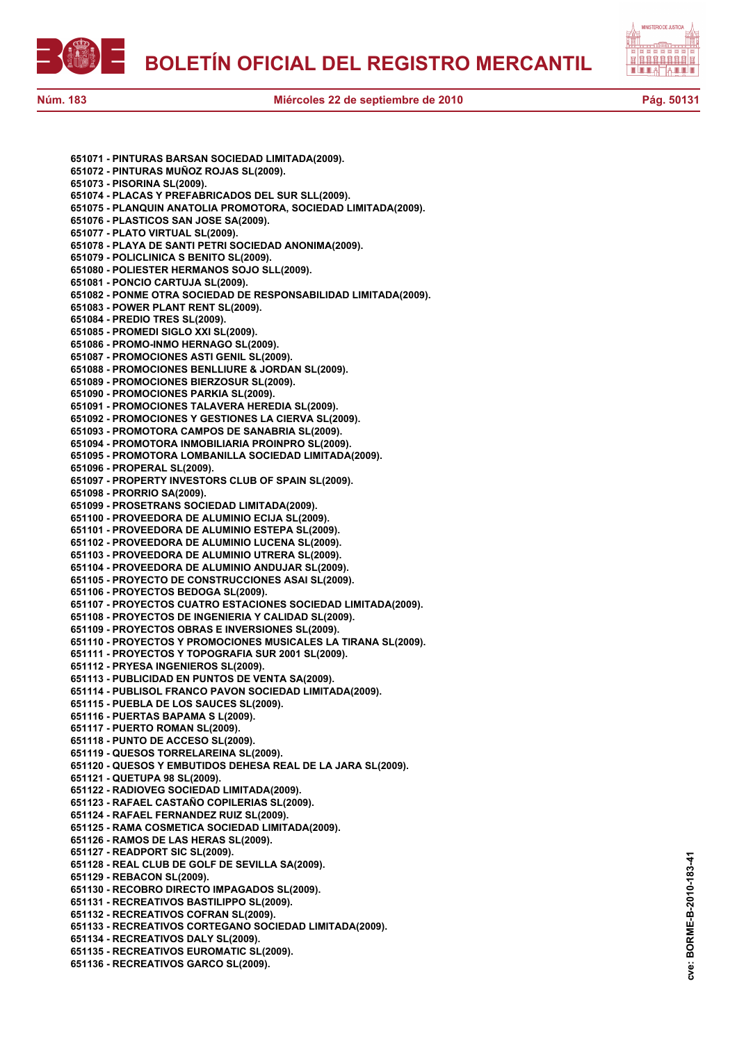**651071 - PINTURAS BARSAN SOCIEDAD LIMITADA(2009).**
**651072 - PINTURAS MUÑOZ ROJAS SL(2009).**
**651073 - PISORINA SL(2009).**
**651074 - PLACAS Y PREFABRICADOS DEL SUR SLL(2009).**
**651075 - PLANQUIN ANATOLIA PROMOTORA, SOCIEDAD LIMITADA(2009).**
**651076 - PLASTICOS SAN JOSE SA(2009).**
**651077 - PLATO VIRTUAL SL(2009).**
**651078 - PLAYA DE SANTI PETRI SOCIEDAD ANONIMA(2009).**
**651079 - POLICLINICA S BENITO SL(2009).**
**651080 - POLIESTER HERMANOS SOJO SLL(2009).**
**651081 - PONCIO CARTUJA SL(2009).**
**651082 - PONME OTRA SOCIEDAD DE RESPONSABILIDAD LIMITADA(2009).**
**651083 - POWER PLANT RENT SL(2009).**
**651084 - PREDIO TRES SL(2009).**
**651085 - PROMEDI SIGLO XXI SL(2009).**
**651086 - PROMO-INMO HERNAGO SL(2009).**
**651087 - PROMOCIONES ASTI GENIL SL(2009).**
**651088 - PROMOCIONES BENLLIURE & JORDAN SL(2009).**
**651089 - PROMOCIONES BIERZOSUR SL(2009).**
**651090 - PROMOCIONES PARKIA SL(2009).**
**651091 - PROMOCIONES TALAVERA HEREDIA SL(2009).**
**651092 - PROMOCIONES Y GESTIONES LA CIERVA SL(2009).**
**651093 - PROMOTORA CAMPOS DE SANABRIA SL(2009).**
**651094 - PROMOTORA INMOBILIARIA PROINPRO SL(2009).**
**651095 - PROMOTORA LOMBANILLA SOCIEDAD LIMITADA(2009).**
**651096 - PROPERAL SL(2009).**
**651097 - PROPERTY INVESTORS CLUB OF SPAIN SL(2009).**
**651098 - PRORRIO SA(2009).**
**651099 - PROSETRANS SOCIEDAD LIMITADA(2009).**
**651100 - PROVEEDORA DE ALUMINIO ECIJA SL(2009).**
**651101 - PROVEEDORA DE ALUMINIO ESTEPA SL(2009).**
**651102 - PROVEEDORA DE ALUMINIO LUCENA SL(2009).**
**651103 - PROVEEDORA DE ALUMINIO UTRERA SL(2009).**
**651104 - PROVEEDORA DE ALUMINIO ANDUJAR SL(2009).**
**651105 - PROYECTO DE CONSTRUCCIONES ASAI SL(2009).**
**651106 - PROYECTOS BEDOGA SL(2009).**
**651107 - PROYECTOS CUATRO ESTACIONES SOCIEDAD LIMITADA(2009).**
**651108 - PROYECTOS DE INGENIERIA Y CALIDAD SL(2009).**
**651109 - PROYECTOS OBRAS E INVERSIONES SL(2009).**
**651110 - PROYECTOS Y PROMOCIONES MUSICALES LA TIRANA SL(2009).**
**651111 - PROYECTOS Y TOPOGRAFIA SUR 2001 SL(2009).**
**651112 - PRYESA INGENIEROS SL(2009).**
**651113 - PUBLICIDAD EN PUNTOS DE VENTA SA(2009).**
**651114 - PUBLISOL FRANCO PAVON SOCIEDAD LIMITADA(2009).**
**651115 - PUEBLA DE LOS SAUCES SL(2009).**
**651116 - PUERTAS BAPAMA S L(2009).**
**651117 - PUERTO ROMAN SL(2009).**
**651118 - PUNTO DE ACCESO SL(2009).**
**651119 - QUESOS TORRELAREINA SL(2009).**
**651120 - QUESOS Y EMBUTIDOS DEHESA REAL DE LA JARA SL(2009).**
**651121 - QUETUPA 98 SL(2009).**
**651122 - RADIOVEG SOCIEDAD LIMITADA(2009).**
**651123 - RAFAEL CASTAÑO COPILERIAS SL(2009).**
**651124 - RAFAEL FERNANDEZ RUIZ SL(2009).**
**651125 - RAMA COSMETICA SOCIEDAD LIMITADA(2009).**
**651126 - RAMOS DE LAS HERAS SL(2009).**
**651127 - READPORT SIC SL(2009).**
**651128 - REAL CLUB DE GOLF DE SEVILLA SA(2009).**
**651129 - REBACON SL(2009).**
**651130 - RECOBRO DIRECTO IMPAGADOS SL(2009).**
**651131 - RECREATIVOS BASTILIPPO SL(2009).**
**651132 - RECREATIVOS COFRAN SL(2009).**
**651133 - RECREATIVOS CORTEGANO SOCIEDAD LIMITADA(2009).**
**651134 - RECREATIVOS DALY SL(2009).**
**651135 - RECREATIVOS EUROMATIC SL(2009).**
**651136 - RECREATIVOS GARCO SL(2009).**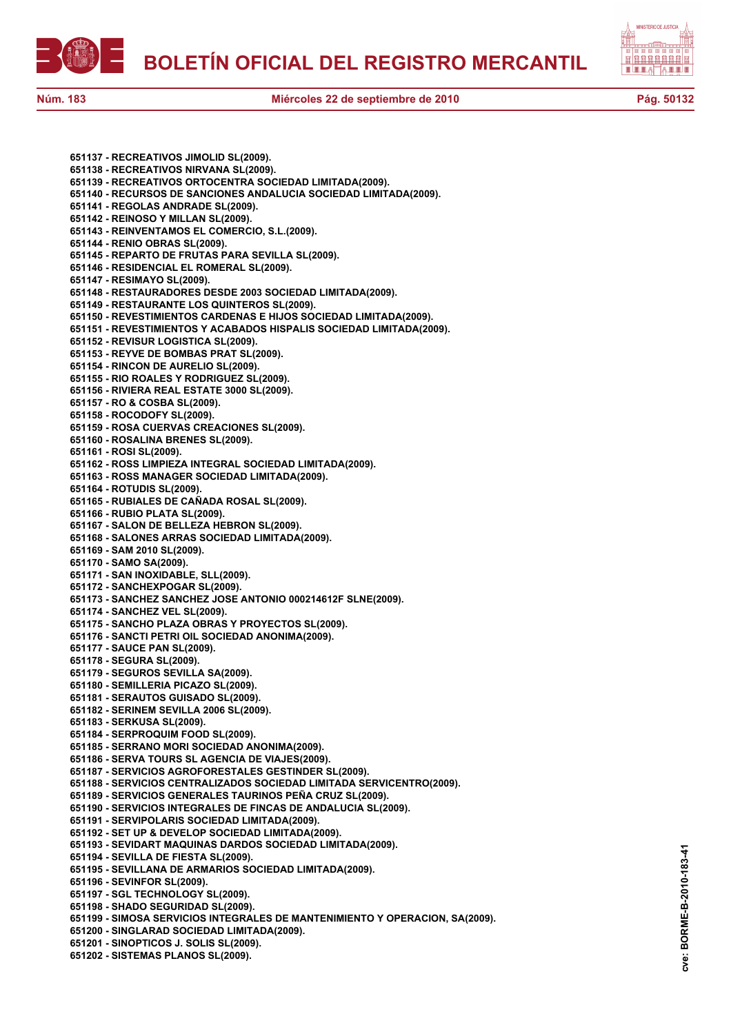651137 - RECREATIVOS JIMOLID SL(2009).
651138 - RECREATIVOS NIRVANA SL(2009).
651139 - RECREATIVOS ORTOCENTRA SOCIEDAD LIMITADA(2009).
651140 - RECURSOS DE SANCIONES ANDALUCIA SOCIEDAD LIMITADA(2009).
651141 - REGOLAS ANDRADE SL(2009).
651142 - REINOSO Y MILLAN SL(2009).
651143 - REINVENTAMOS EL COMERCIO, S.L.(2009).
651144 - RENIO OBRAS SL(2009).
651145 - REPARTO DE FRUTAS PARA SEVILLA SL(2009).
651146 - RESIDENCIAL EL ROMERAL SL(2009).
651147 - RESIMAYO SL(2009).
651148 - RESTAURADORES DESDE 2003 SOCIEDAD LIMITADA(2009).
651149 - RESTAURANTE LOS QUINTEROS SL(2009).
651150 - REVESTIMIENTOS CARDENAS E HIJOS SOCIEDAD LIMITADA(2009).
651151 - REVESTIMIENTOS Y ACABADOS HISPALIS SOCIEDAD LIMITADA(2009).
651152 - REVISUR LOGISTICA SL(2009).
651153 - REYVE DE BOMBAS PRAT SL(2009).
651154 - RINCON DE AURELIO SL(2009).
651155 - RIO ROALES Y RODRIGUEZ SL(2009).
651156 - RIVIERA REAL ESTATE 3000 SL(2009).
651157 - RO & COSBA SL(2009).
651158 - ROCODOFY SL(2009).
651159 - ROSA CUERVAS CREACIONES SL(2009).
651160 - ROSALINA BRENES SL(2009).
651161 - ROSI SL(2009).
651162 - ROSS LIMPIEZA INTEGRAL SOCIEDAD LIMITADA(2009).
651163 - ROSS MANAGER SOCIEDAD LIMITADA(2009).
651164 - ROTUDIS SL(2009).
651165 - RUBIALES DE CAÑADA ROSAL SL(2009).
651166 - RUBIO PLATA SL(2009).
651167 - SALON DE BELLEZA HEBRON SL(2009).
651168 - SALONES ARRAS SOCIEDAD LIMITADA(2009).
651169 - SAM 2010 SL(2009).
651170 - SAMO SA(2009).
651171 - SAN INOXIDABLE, SLL(2009).
651172 - SANCHEXPOGAR SL(2009).
651173 - SANCHEZ SANCHEZ JOSE ANTONIO 000214612F SLNE(2009).
651174 - SANCHEZ VEL SL(2009).
651175 - SANCHO PLAZA OBRAS Y PROYECTOS SL(2009).
651176 - SANCTI PETRI OIL SOCIEDAD ANONIMA(2009).
651177 - SAUCE PAN SL(2009).
651178 - SEGURA SL(2009).
651179 - SEGUROS SEVILLA SA(2009).
651180 - SEMILLERIA PICAZO SL(2009).
651181 - SERAUTOS GUISADO SL(2009).
651182 - SERINEM SEVILLA 2006 SL(2009).
651183 - SERKUSA SL(2009).
651184 - SERPROQUIM FOOD SL(2009).
651185 - SERRANO MORI SOCIEDAD ANONIMA(2009).
651186 - SERVA TOURS SL AGENCIA DE VIAJES(2009).
651187 - SERVICIOS AGROFORESTALES GESTINDER SL(2009).
651188 - SERVICIOS CENTRALIZADOS SOCIEDAD LIMITADA SERVICENTRO(2009).
651189 - SERVICIOS GENERALES TAURINOS PEÑA CRUZ SL(2009).
651190 - SERVICIOS INTEGRALES DE FINCAS DE ANDALUCIA SL(2009).
651191 - SERVIPOLARIS SOCIEDAD LIMITADA(2009).
651192 - SET UP & DEVELOP SOCIEDAD LIMITADA(2009).
651193 - SEVIDART MAQUINAS DARDOS SOCIEDAD LIMITADA(2009).
651194 - SEVILLA DE FIESTA SL(2009).
651195 - SEVILLANA DE ARMARIOS SOCIEDAD LIMITADA(2009).
651196 - SEVINFOR SL(2009).
651197 - SGL TECHNOLOGY SL(2009).
651198 - SHADO SEGURIDAD SL(2009).
651199 - SIMOSA SERVICIOS INTEGRALES DE MANTENIMIENTO Y OPERACION, SA(2009).
651200 - SINGLARAD SOCIEDAD LIMITADA(2009).
651201 - SINOPTICOS J. SOLIS SL(2009).
651202 - SISTEMAS PLANOS SL(2009).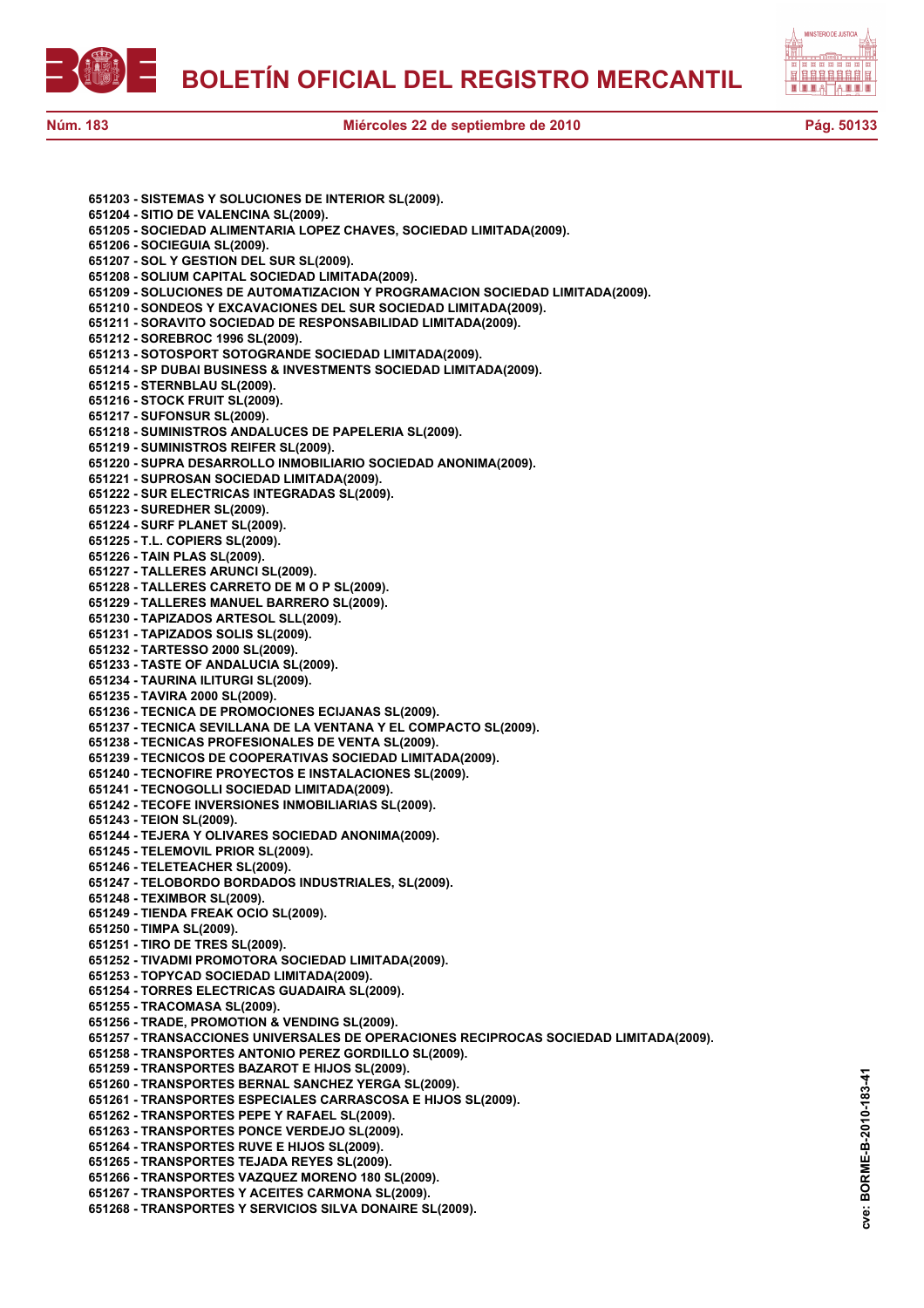**651203 - SISTEMAS Y SOLUCIONES DE INTERIOR SL(2009).**
**651204 - SITIO DE VALENCINA SL(2009).**
**651205 - SOCIEDAD ALIMENTARIA LOPEZ CHAVES, SOCIEDAD LIMITADA(2009).**
**651206 - SOCIEGUIA SL(2009).**
**651207 - SOL Y GESTION DEL SUR SL(2009).**
**651208 - SOLIUM CAPITAL SOCIEDAD LIMITADA(2009).**
**651209 - SOLUCIONES DE AUTOMATIZACION Y PROGRAMACION SOCIEDAD LIMITADA(2009).**
**651210 - SONDEOS Y EXCAVACIONES DEL SUR SOCIEDAD LIMITADA(2009).**
**651211 - SORAVITO SOCIEDAD DE RESPONSABILIDAD LIMITADA(2009).**
**651212 - SOREBROC 1996 SL(2009).**
**651213 - SOTOSPORT SOTOGRANDE SOCIEDAD LIMITADA(2009).**
**651214 - SP DUBAI BUSINESS & INVESTMENTS SOCIEDAD LIMITADA(2009).**
**651215 - STERNBLAU SL(2009).**
**651216 - STOCK FRUIT SL(2009).**
**651217 - SUFONSUR SL(2009).**
**651218 - SUMINISTROS ANDALUCES DE PAPELERIA SL(2009).**
**651219 - SUMINISTROS REIFER SL(2009).**
**651220 - SUPRA DESARROLLO INMOBILIARIO SOCIEDAD ANONIMA(2009).**
**651221 - SUPROSAN SOCIEDAD LIMITADA(2009).**
**651222 - SUR ELECTRICAS INTEGRADAS SL(2009).**
**651223 - SUREDHER SL(2009).**
**651224 - SURF PLANET SL(2009).**
**651225 - T.L. COPIERS SL(2009).**
**651226 - TAIN PLAS SL(2009).**
**651227 - TALLERES ARUNCI SL(2009).**
**651228 - TALLERES CARRETO DE M O P SL(2009).**
**651229 - TALLERES MANUEL BARRERO SL(2009).**
**651230 - TAPIZADOS ARTESOL SLL(2009).**
**651231 - TAPIZADOS SOLIS SL(2009).**
**651232 - TARTESSO 2000 SL(2009).**
**651233 - TASTE OF ANDALUCIA SL(2009).**
**651234 - TAURINA ILITURGI SL(2009).**
**651235 - TAVIRA 2000 SL(2009).**
**651236 - TECNICA DE PROMOCIONES ECIJANAS SL(2009).**
**651237 - TECNICA SEVILLANA DE LA VENTANA Y EL COMPACTO SL(2009).**
**651238 - TECNICAS PROFESIONALES DE VENTA SL(2009).**
**651239 - TECNICOS DE COOPERATIVAS SOCIEDAD LIMITADA(2009).**
**651240 - TECNOFIRE PROYECTOS E INSTALACIONES SL(2009).**
**651241 - TECNOGOLLI SOCIEDAD LIMITADA(2009).**
**651242 - TECOFE INVERSIONES INMOBILIARIAS SL(2009).**
**651243 - TEION SL(2009).**
**651244 - TEJERA Y OLIVARES SOCIEDAD ANONIMA(2009).**
**651245 - TELEMOVIL PRIOR SL(2009).**
**651246 - TELETEACHER SL(2009).**
**651247 - TELOBORDO BORDADOS INDUSTRIALES, SL(2009).**
**651248 - TEXIMBOR SL(2009).**
**651249 - TIENDA FREAK OCIO SL(2009).**
**651250 - TIMPA SL(2009).**
**651251 - TIRO DE TRES SL(2009).**
**651252 - TIVADMI PROMOTORA SOCIEDAD LIMITADA(2009).**
**651253 - TOPYCAD SOCIEDAD LIMITADA(2009).**
**651254 - TORRES ELECTRICAS GUADAIRA SL(2009).**
**651255 - TRACOMASA SL(2009).**
**651256 - TRADE, PROMOTION & VENDING SL(2009).**
**651257 - TRANSACCIONES UNIVERSALES DE OPERACIONES RECIPROCAS SOCIEDAD LIMITADA(2009).**
**651258 - TRANSPORTES ANTONIO PEREZ GORDILLO SL(2009).**
**651259 - TRANSPORTES BAZAROT E HIJOS SL(2009).**
**651260 - TRANSPORTES BERNAL SANCHEZ YERGA SL(2009).**
**651261 - TRANSPORTES ESPECIALES CARRASCOSA E HIJOS SL(2009).**
**651262 - TRANSPORTES PEPE Y RAFAEL SL(2009).**
**651263 - TRANSPORTES PONCE VERDEJO SL(2009).**
**651264 - TRANSPORTES RUVE E HIJOS SL(2009).**
**651265 - TRANSPORTES TEJADA REYES SL(2009).**
**651266 - TRANSPORTES VAZQUEZ MORENO 180 SL(2009).**
**651267 - TRANSPORTES Y ACEITES CARMONA SL(2009).**
**651268 - TRANSPORTES Y SERVICIOS SILVA DONAIRE SL(2009).**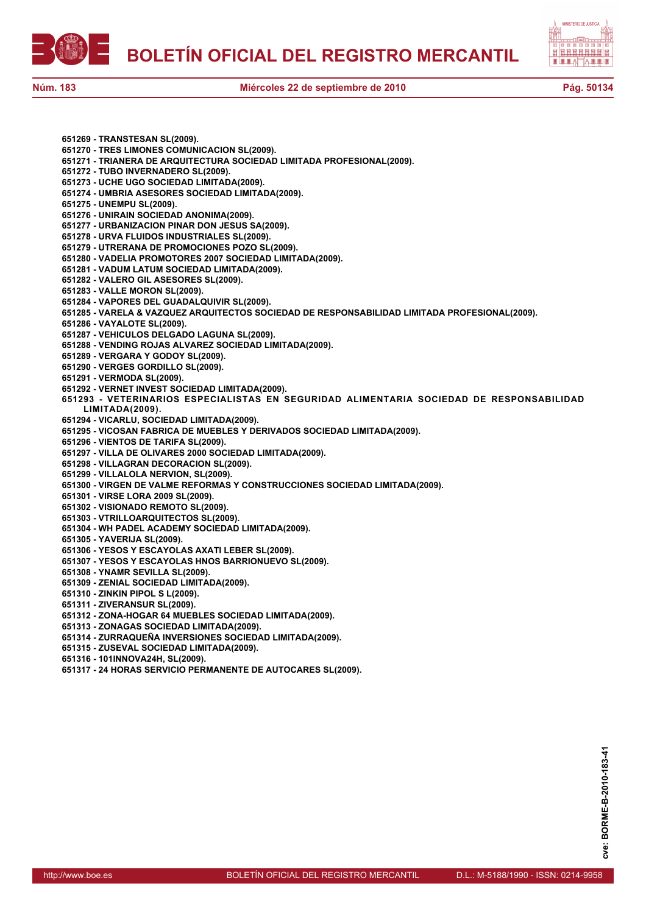**651269 - TRANSTESAN SL(2009).**
**651270 - TRES LIMONES COMUNICACION SL(2009).**
**651271 - TRIANERA DE ARQUITECTURA SOCIEDAD LIMITADA PROFESIONAL(2009).**
**651272 - TUBO INVERNADERO SL(2009).**
**651273 - UCHE UGO SOCIEDAD LIMITADA(2009).**
**651274 - UMBRIA ASESORES SOCIEDAD LIMITADA(2009).**
**651275 - UNEMPU SL(2009).**
**651276 - UNIRAIN SOCIEDAD ANONIMA(2009).**
**651277 - URBANIZACION PINAR DON JESUS SA(2009).**
**651278 - URVA FLUIDOS INDUSTRIALES SL(2009).**
**651279 - UTRERANA DE PROMOCIONES POZO SL(2009).**
**651280 - VADELIA PROMOTORES 2007 SOCIEDAD LIMITADA(2009).**
**651281 - VADUM LATUM SOCIEDAD LIMITADA(2009).**
**651282 - VALERO GIL ASESORES SL(2009).**
**651283 - VALLE MORON SL(2009).**
**651284 - VAPORES DEL GUADALQUIVIR SL(2009).**
**651285 - VARELA & VAZQUEZ ARQUITECTOS SOCIEDAD DE RESPONSABILIDAD LIMITADA PROFESIONAL(2009).**
**651286 - VAYALOTE SL(2009).**
**651287 - VEHICULOS DELGADO LAGUNA SL(2009).**
**651288 - VENDING ROJAS ALVAREZ SOCIEDAD LIMITADA(2009).**
**651289 - VERGARA Y GODOY SL(2009).**
**651290 - VERGES GORDILLO SL(2009).**
**651291 - VERMODA SL(2009).**
**651292 - VERNET INVEST SOCIEDAD LIMITADA(2009).**
**651293 - VETERINARIOS ESPECIALISTAS EN SEGURIDAD ALIMENTARIA SOCIEDAD DE RESPONSABILIDAD LIMITADA(2009).**
**651294 - VICARLU, SOCIEDAD LIMITADA(2009).**
**651295 - VICOSAN FABRICA DE MUEBLES Y DERIVADOS SOCIEDAD LIMITADA(2009).**
**651296 - VIENTOS DE TARIFA SL(2009).**
**651297 - VILLA DE OLIVARES 2000 SOCIEDAD LIMITADA(2009).**
**651298 - VILLAGRAN DECORACION SL(2009).**
**651299 - VILLALOLA NERVION, SL(2009).**
**651300 - VIRGEN DE VALME REFORMAS Y CONSTRUCCIONES SOCIEDAD LIMITADA(2009).**
**651301 - VIRSE LORA 2009 SL(2009).**
**651302 - VISIONADO REMOTO SL(2009).**
**651303 - VTRILLOARQUITECTOS SL(2009).**
**651304 - WH PADEL ACADEMY SOCIEDAD LIMITADA(2009).**
**651305 - YAVERIJA SL(2009).**
**651306 - YESOS Y ESCAYOLAS AXATI LEBER SL(2009).**
**651307 - YESOS Y ESCAYOLAS HNOS BARRIONUEVO SL(2009).**
**651308 - YNAMR SEVILLA SL(2009).**
**651309 - ZENIAL SOCIEDAD LIMITADA(2009).**
**651310 - ZINKIN PIPOL S L(2009).**
**651311 - ZIVERANSUR SL(2009).**
**651312 - ZONA-HOGAR 64 MUEBLES SOCIEDAD LIMITADA(2009).**
**651313 - ZONAGAS SOCIEDAD LIMITADA(2009).**
**651314 - ZURRAQUEÑA INVERSIONES SOCIEDAD LIMITADA(2009).**
**651315 - ZUSEVAL SOCIEDAD LIMITADA(2009).**
**651316 - 101INNOVA24H, SL(2009).**
**651317 - 24 HORAS SERVICIO PERMANENTE DE AUTOCARES SL(2009).**